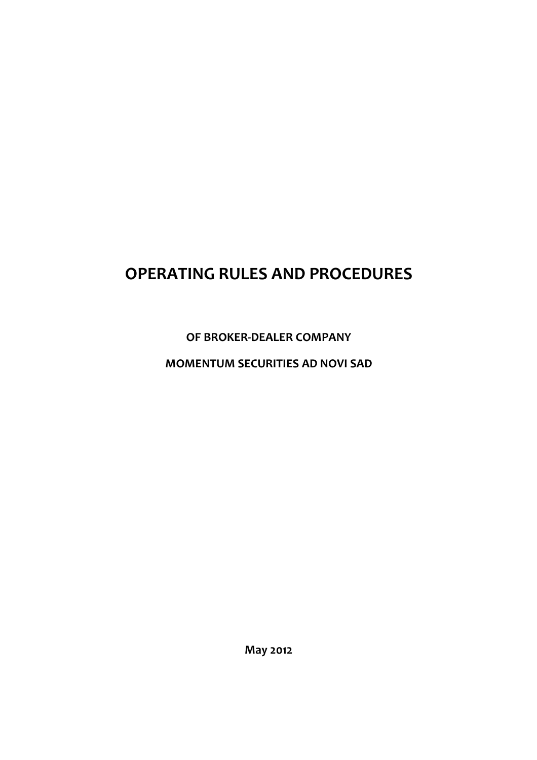# OPERATING RULES AND PROCEDURES

**OF BROKER-DEALER COMPANY**

**MOMENTUM SECURITIES AD NOVI SAD**

**May 2012**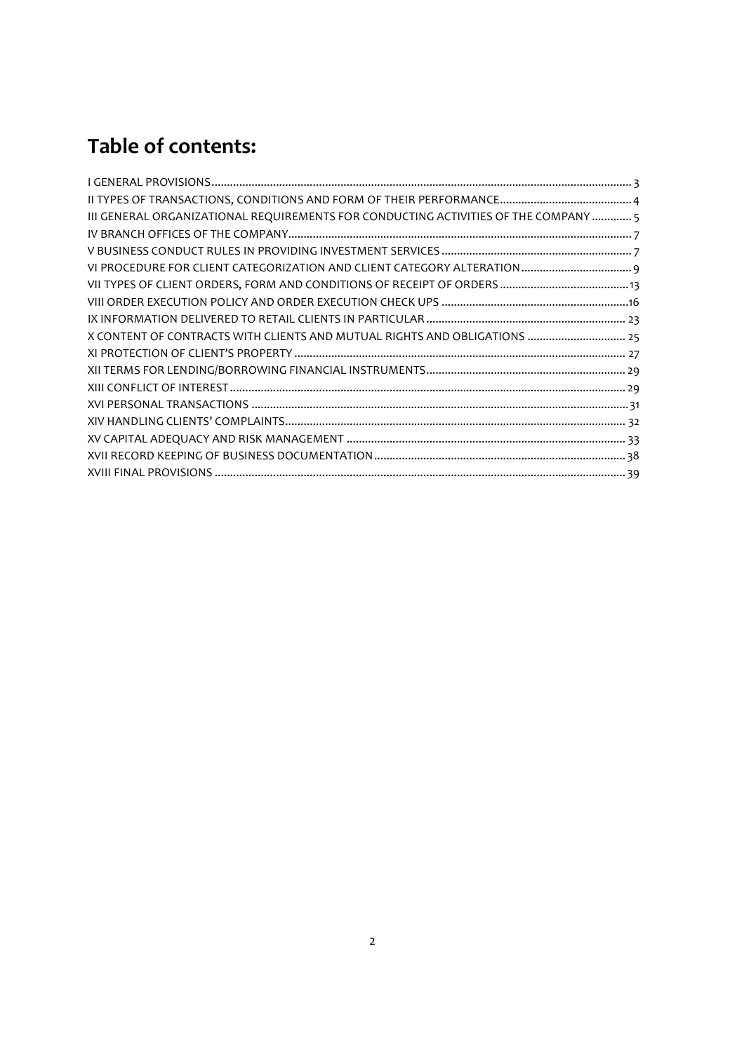# Table of contents:

I GENERAL PROVISIONS ........................................................................................................................................ 3
II TYPES OF TRANSACTIONS, CONDITIONS AND FORM OF THEIR PERFORMANCE ........................................... 4
III GENERAL ORGANIZATIONAL REQUIREMENTS FOR CONDUCTING ACTIVITIES OF THE COMPANY ............. 5
IV BRANCH OFFICES OF THE COMPANY ............................................................................................................... 7
V BUSINESS CONDUCT RULES IN PROVIDING INVESTMENT SERVICES .............................................................. 7
VI PROCEDURE FOR CLIENT CATEGORIZATION AND CLIENT CATEGORY ALTERATION .................................... 9
VII TYPES OF CLIENT ORDERS, FORM AND CONDITIONS OF RECEIPT OF ORDERS .......................................... 13
VIII ORDER EXECUTION POLICY AND ORDER EXECUTION CHECK UPS ............................................................. 16
IX INFORMATION DELIVERED TO RETAIL CLIENTS IN PARTICULAR ................................................................. 23
X CONTENT OF CONTRACTS WITH CLIENTS AND MUTUAL RIGHTS AND OBLIGATIONS ................................ 25
XI PROTECTION OF CLIENT'S PROPERTY ........................................................................................................... 27
XII TERMS FOR LENDING/BORROWING FINANCIAL INSTRUMENTS ................................................................ 29
XIII CONFLICT OF INTEREST ................................................................................................................................ 29
XVI PERSONAL TRANSACTIONS .......................................................................................................................... 31
XIV HANDLING CLIENTS' COMPLAINTS .............................................................................................................. 32
XV CAPITAL ADEQUACY AND RISK MANAGEMENT ........................................................................................... 33
XVII RECORD KEEPING OF BUSINESS DOCUMENTATION ................................................................................. 38
XVIII FINAL PROVISIONS ..................................................................................................................................... 39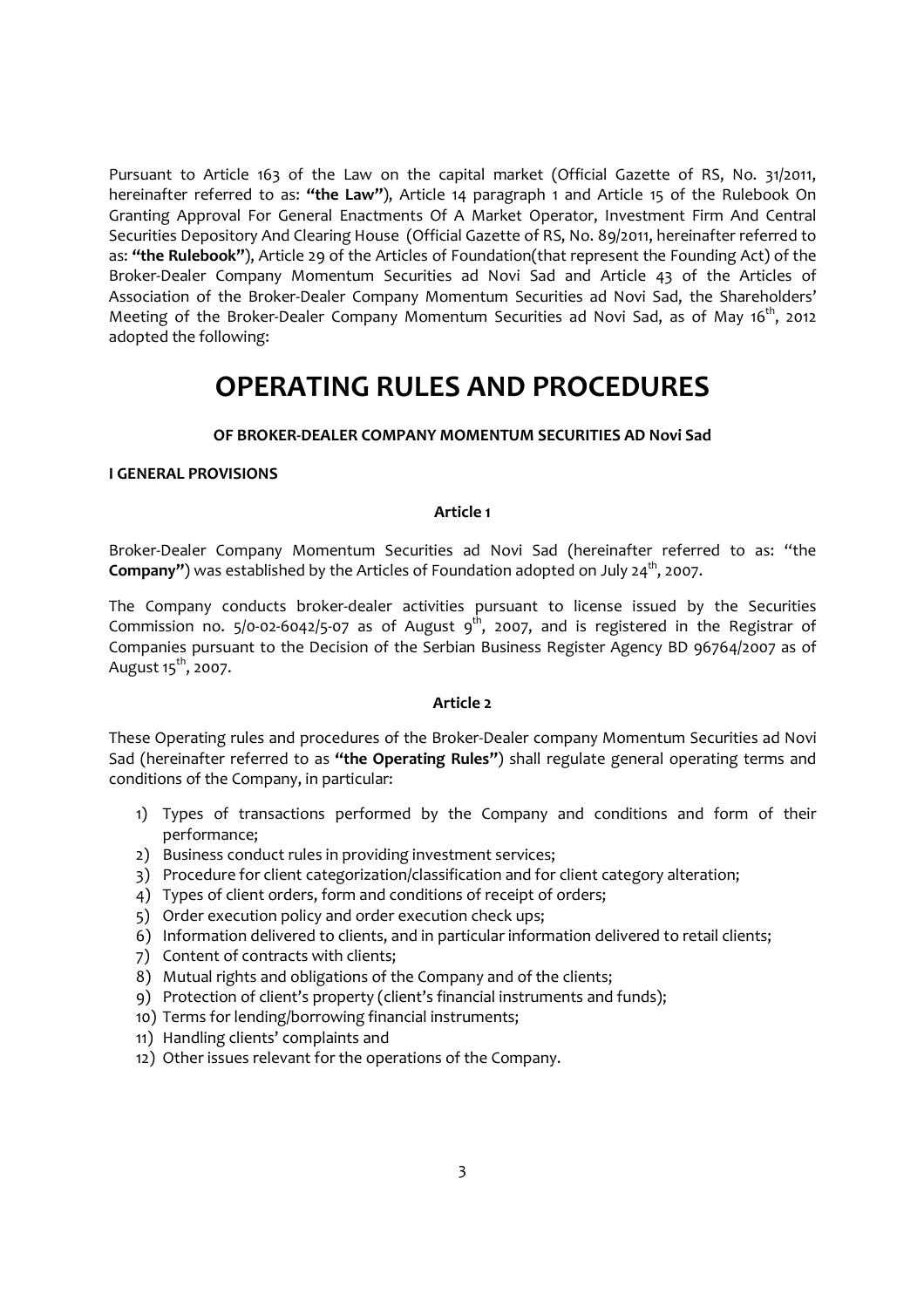Pursuant to Article 163 of the Law on the capital market (Official Gazette of RS, No. 31/2011, hereinafter referred to as: **"the Law"**), Article 14 paragraph 1 and Article 15 of the Rulebook On Granting Approval For General Enactments Of A Market Operator, Investment Firm And Central Securities Depository And Clearing House (Official Gazette of RS, No. 89/2011, hereinafter referred to as: **"the Rulebook"**), Article 29 of the Articles of Foundation(that represent the Founding Act) of the Broker-Dealer Company Momentum Securities ad Novi Sad and Article 43 of the Articles of Association of the Broker-Dealer Company Momentum Securities ad Novi Sad, the Shareholders' Meeting of the Broker-Dealer Company Momentum Securities ad Novi Sad, as of May 16th, 2012 adopted the following:

# OPERATING RULES AND PROCEDURES

**OF BROKER-DEALER COMPANY MOMENTUM SECURITIES AD Novi Sad**

## I GENERAL PROVISIONS

### Article 1

Broker-Dealer Company Momentum Securities ad Novi Sad (hereinafter referred to as: "the **Company"**) was established by the Articles of Foundation adopted on July 24th, 2007.

The Company conducts broker-dealer activities pursuant to license issued by the Securities Commission no. 5/0-02-6042/5-07 as of August 9th, 2007, and is registered in the Registrar of Companies pursuant to the Decision of the Serbian Business Register Agency BD 96764/2007 as of August 15th, 2007.

### Article 2

These Operating rules and procedures of the Broker-Dealer company Momentum Securities ad Novi Sad (hereinafter referred to as **"the Operating Rules"**) shall regulate general operating terms and conditions of the Company, in particular:

1) Types of transactions performed by the Company and conditions and form of their performance;
2) Business conduct rules in providing investment services;
3) Procedure for client categorization/classification and for client category alteration;
4) Types of client orders, form and conditions of receipt of orders;
5) Order execution policy and order execution check ups;
6) Information delivered to clients, and in particular information delivered to retail clients;
7) Content of contracts with clients;
8) Mutual rights and obligations of the Company and of the clients;
9) Protection of client's property (client's financial instruments and funds);
10) Terms for lending/borrowing financial instruments;
11) Handling clients' complaints and
12) Other issues relevant for the operations of the Company.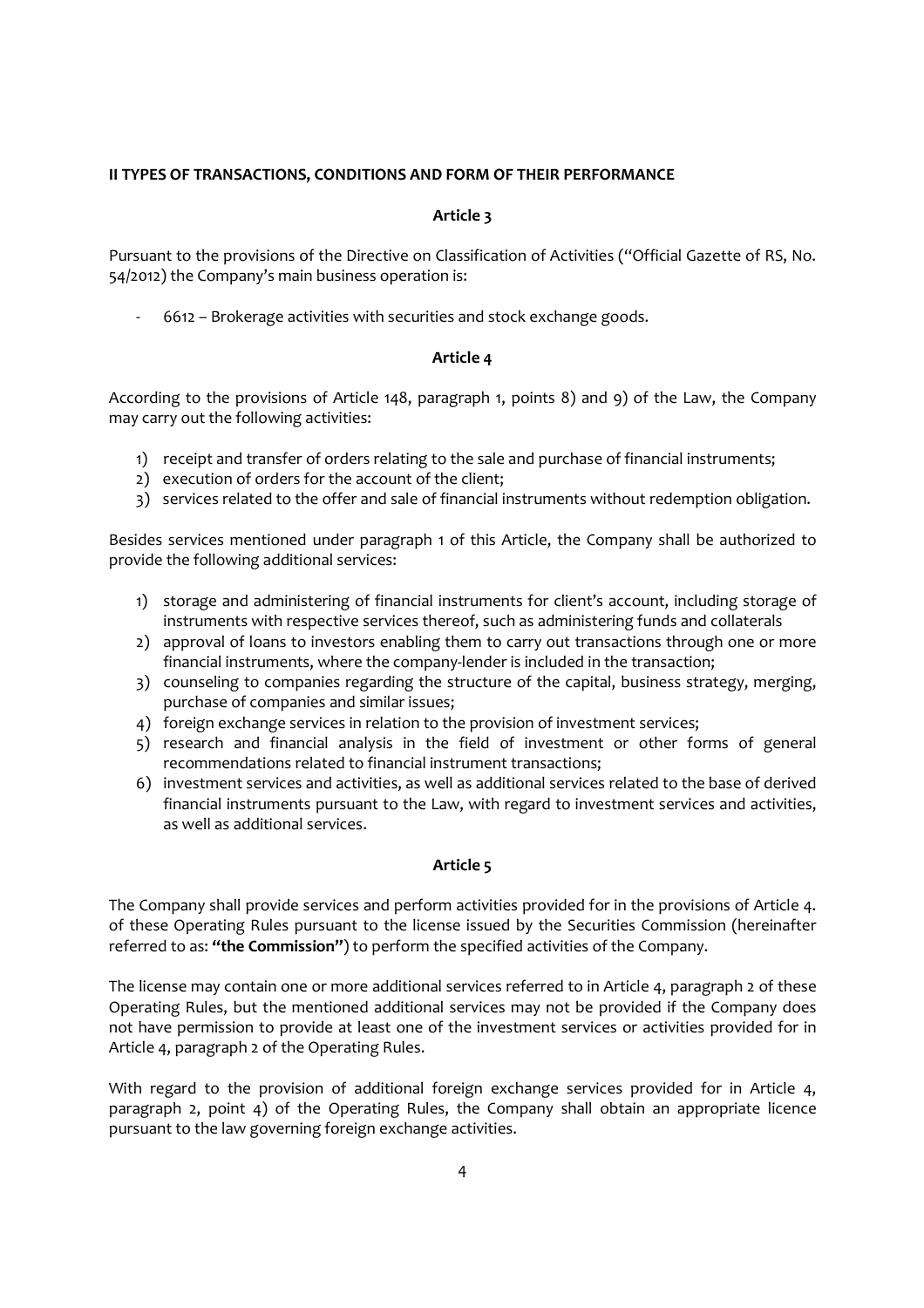**II TYPES OF TRANSACTIONS, CONDITIONS AND FORM OF THEIR PERFORMANCE**

**Article 3**

Pursuant to the provisions of the Directive on Classification of Activities ("Official Gazette of RS, No. 54/2012) the Company's main business operation is:

- 6612 – Brokerage activities with securities and stock exchange goods.

**Article 4**

According to the provisions of Article 148, paragraph 1, points 8) and 9) of the Law, the Company may carry out the following activities:

1) receipt and transfer of orders relating to the sale and purchase of financial instruments;
2) execution of orders for the account of the client;
3) services related to the offer and sale of financial instruments without redemption obligation.

Besides services mentioned under paragraph 1 of this Article, the Company shall be authorized to provide the following additional services:

1) storage and administering of financial instruments for client's account, including storage of instruments with respective services thereof, such as administering funds and collaterals
2) approval of loans to investors enabling them to carry out transactions through one or more financial instruments, where the company-lender is included in the transaction;
3) counseling to companies regarding the structure of the capital, business strategy, merging, purchase of companies and similar issues;
4) foreign exchange services in relation to the provision of investment services;
5) research and financial analysis in the field of investment or other forms of general recommendations related to financial instrument transactions;
6) investment services and activities, as well as additional services related to the base of derived financial instruments pursuant to the Law, with regard to investment services and activities, as well as additional services.

**Article 5**

The Company shall provide services and perform activities provided for in the provisions of Article 4. of these Operating Rules pursuant to the license issued by the Securities Commission (hereinafter referred to as: **"the Commission"**) to perform the specified activities of the Company.

The license may contain one or more additional services referred to in Article 4, paragraph 2 of these Operating Rules, but the mentioned additional services may not be provided if the Company does not have permission to provide at least one of the investment services or activities provided for in Article 4, paragraph 2 of the Operating Rules.

With regard to the provision of additional foreign exchange services provided for in Article 4, paragraph 2, point 4) of the Operating Rules, the Company shall obtain an appropriate licence pursuant to the law governing foreign exchange activities.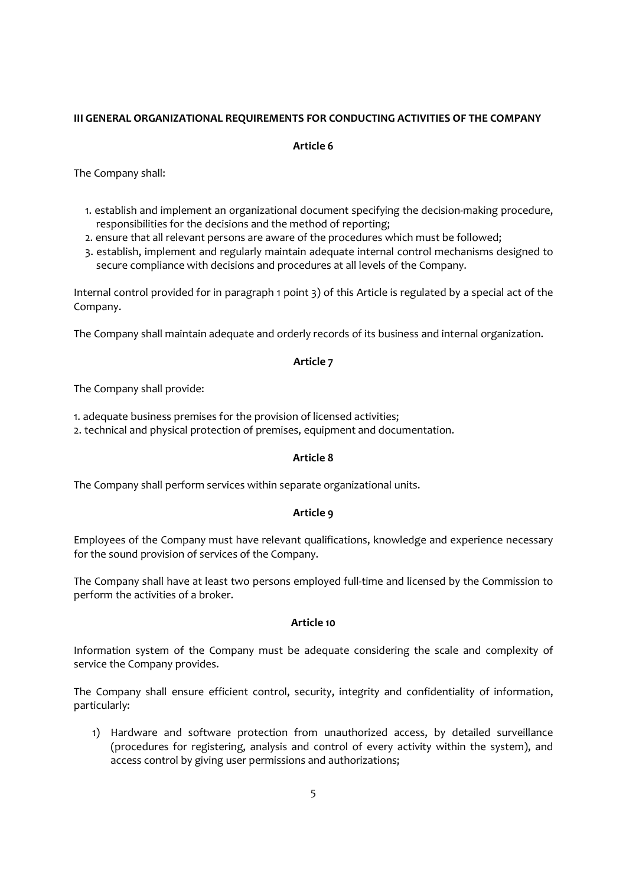## III GENERAL ORGANIZATIONAL REQUIREMENTS FOR CONDUCTING ACTIVITIES OF THE COMPANY

### Article 6

The Company shall:

1. establish and implement an organizational document specifying the decision-making procedure, responsibilities for the decisions and the method of reporting;
2. ensure that all relevant persons are aware of the procedures which must be followed;
3. establish, implement and regularly maintain adequate internal control mechanisms designed to secure compliance with decisions and procedures at all levels of the Company.

Internal control provided for in paragraph 1 point 3) of this Article is regulated by a special act of the Company.

The Company shall maintain adequate and orderly records of its business and internal organization.

### Article 7

The Company shall provide:

1. adequate business premises for the provision of licensed activities;
2. technical and physical protection of premises, equipment and documentation.

### Article 8

The Company shall perform services within separate organizational units.

### Article 9

Employees of the Company must have relevant qualifications, knowledge and experience necessary for the sound provision of services of the Company.

The Company shall have at least two persons employed full-time and licensed by the Commission to perform the activities of a broker.

### Article 10

Information system of the Company must be adequate considering the scale and complexity of service the Company provides.

The Company shall ensure efficient control, security, integrity and confidentiality of information, particularly:

1) Hardware and software protection from unauthorized access, by detailed surveillance (procedures for registering, analysis and control of every activity within the system), and access control by giving user permissions and authorizations;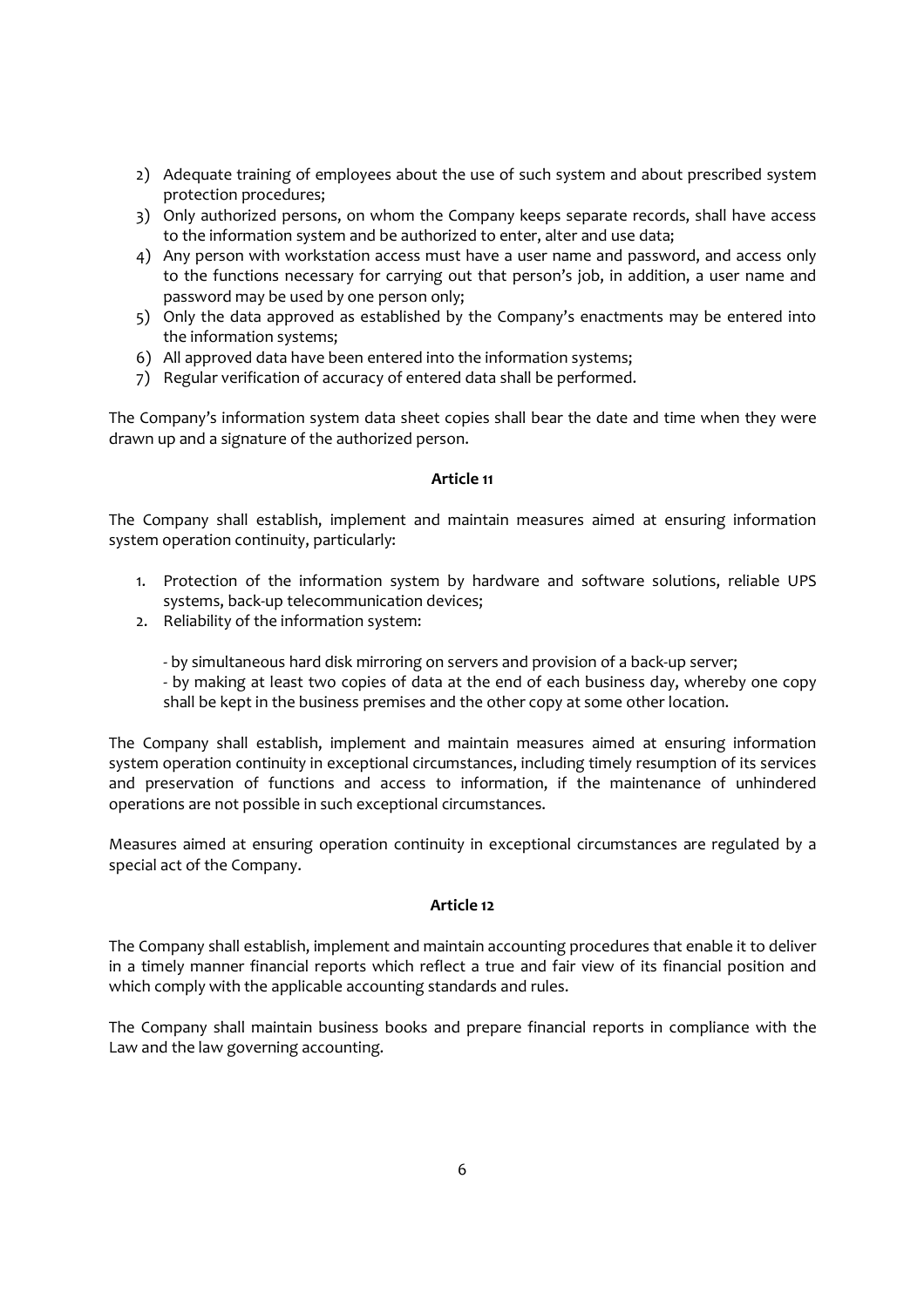2) Adequate training of employees about the use of such system and about prescribed system protection procedures;
3) Only authorized persons, on whom the Company keeps separate records, shall have access to the information system and be authorized to enter, alter and use data;
4) Any person with workstation access must have a user name and password, and access only to the functions necessary for carrying out that person's job, in addition, a user name and password may be used by one person only;
5) Only the data approved as established by the Company's enactments may be entered into the information systems;
6) All approved data have been entered into the information systems;
7) Regular verification of accuracy of entered data shall be performed.

The Company's information system data sheet copies shall bear the date and time when they were drawn up and a signature of the authorized person.

**Article 11**

The Company shall establish, implement and maintain measures aimed at ensuring information system operation continuity, particularly:

1. Protection of the information system by hardware and software solutions, reliable UPS systems, back-up telecommunication devices;
2. Reliability of the information system:

   - by simultaneous hard disk mirroring on servers and provision of a back-up server;
   - by making at least two copies of data at the end of each business day, whereby one copy shall be kept in the business premises and the other copy at some other location.

The Company shall establish, implement and maintain measures aimed at ensuring information system operation continuity in exceptional circumstances, including timely resumption of its services and preservation of functions and access to information, if the maintenance of unhindered operations are not possible in such exceptional circumstances.

Measures aimed at ensuring operation continuity in exceptional circumstances are regulated by a special act of the Company.

**Article 12**

The Company shall establish, implement and maintain accounting procedures that enable it to deliver in a timely manner financial reports which reflect a true and fair view of its financial position and which comply with the applicable accounting standards and rules.

The Company shall maintain business books and prepare financial reports in compliance with the Law and the law governing accounting.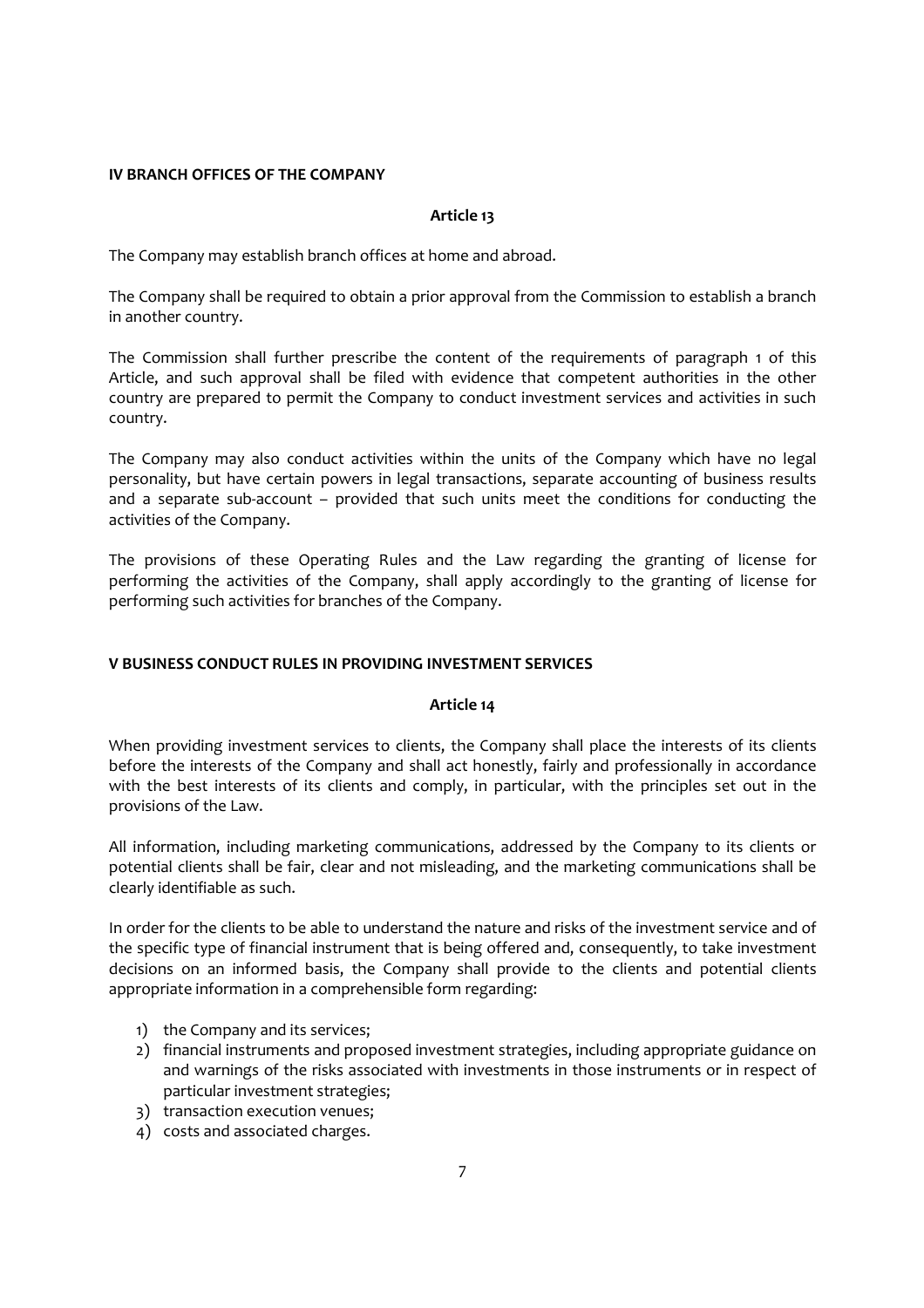## IV BRANCH OFFICES OF THE COMPANY

**Article 13**

The Company may establish branch offices at home and abroad.

The Company shall be required to obtain a prior approval from the Commission to establish a branch in another country.

The Commission shall further prescribe the content of the requirements of paragraph 1 of this Article, and such approval shall be filed with evidence that competent authorities in the other country are prepared to permit the Company to conduct investment services and activities in such country.

The Company may also conduct activities within the units of the Company which have no legal personality, but have certain powers in legal transactions, separate accounting of business results and a separate sub-account – provided that such units meet the conditions for conducting the activities of the Company.

The provisions of these Operating Rules and the Law regarding the granting of license for performing the activities of the Company, shall apply accordingly to the granting of license for performing such activities for branches of the Company.

## V BUSINESS CONDUCT RULES IN PROVIDING INVESTMENT SERVICES

**Article 14**

When providing investment services to clients, the Company shall place the interests of its clients before the interests of the Company and shall act honestly, fairly and professionally in accordance with the best interests of its clients and comply, in particular, with the principles set out in the provisions of the Law.

All information, including marketing communications, addressed by the Company to its clients or potential clients shall be fair, clear and not misleading, and the marketing communications shall be clearly identifiable as such.

In order for the clients to be able to understand the nature and risks of the investment service and of the specific type of financial instrument that is being offered and, consequently, to take investment decisions on an informed basis, the Company shall provide to the clients and potential clients appropriate information in a comprehensible form regarding:

1) the Company and its services;
2) financial instruments and proposed investment strategies, including appropriate guidance on and warnings of the risks associated with investments in those instruments or in respect of particular investment strategies;
3) transaction execution venues;
4) costs and associated charges.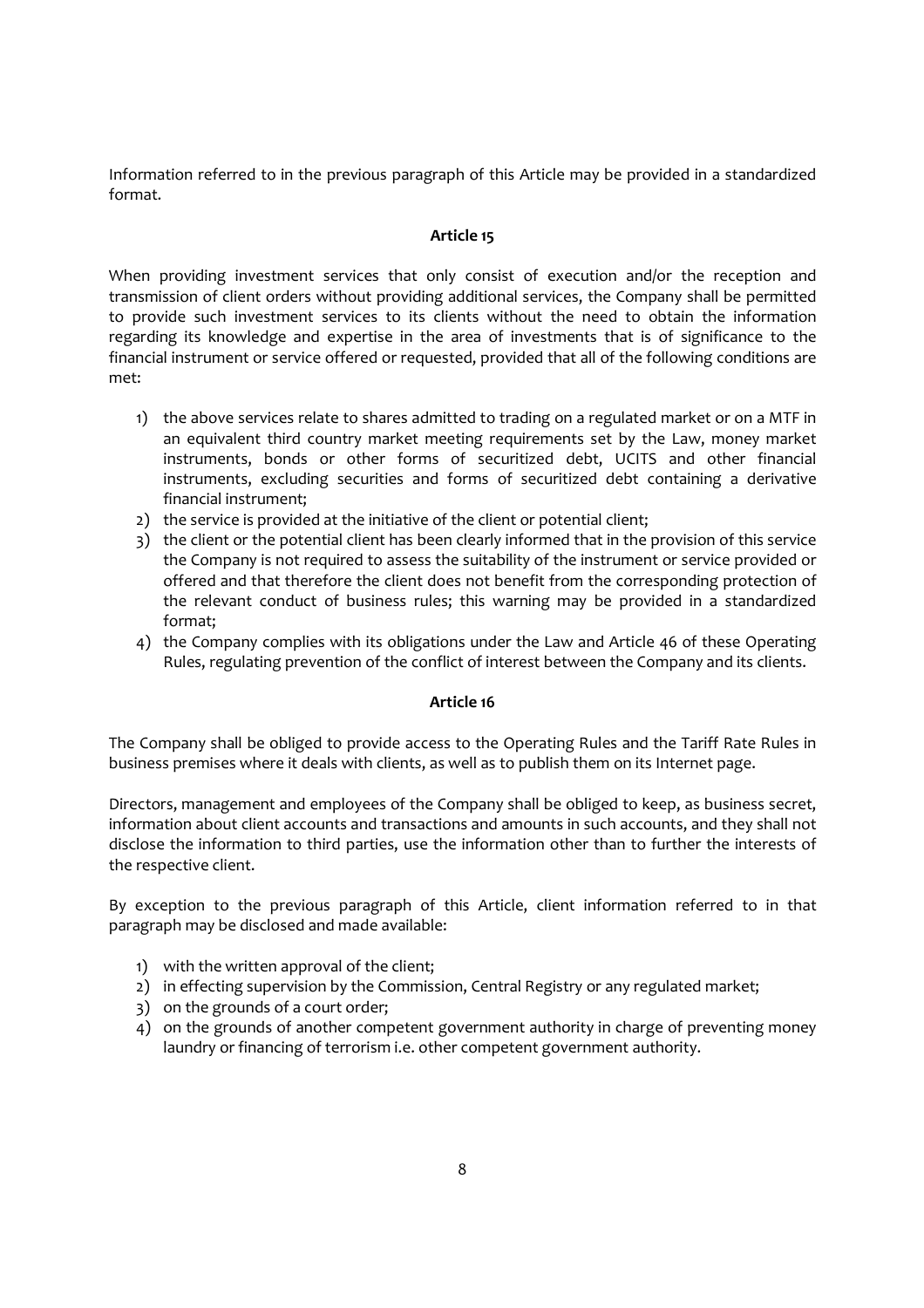Information referred to in the previous paragraph of this Article may be provided in a standardized format.

**Article 15**

When providing investment services that only consist of execution and/or the reception and transmission of client orders without providing additional services, the Company shall be permitted to provide such investment services to its clients without the need to obtain the information regarding its knowledge and expertise in the area of investments that is of significance to the financial instrument or service offered or requested, provided that all of the following conditions are met:

1) the above services relate to shares admitted to trading on a regulated market or on a MTF in an equivalent third country market meeting requirements set by the Law, money market instruments, bonds or other forms of securitized debt, UCITS and other financial instruments, excluding securities and forms of securitized debt containing a derivative financial instrument;
2) the service is provided at the initiative of the client or potential client;
3) the client or the potential client has been clearly informed that in the provision of this service the Company is not required to assess the suitability of the instrument or service provided or offered and that therefore the client does not benefit from the corresponding protection of the relevant conduct of business rules; this warning may be provided in a standardized format;
4) the Company complies with its obligations under the Law and Article 46 of these Operating Rules, regulating prevention of the conflict of interest between the Company and its clients.

**Article 16**

The Company shall be obliged to provide access to the Operating Rules and the Tariff Rate Rules in business premises where it deals with clients, as well as to publish them on its Internet page.

Directors, management and employees of the Company shall be obliged to keep, as business secret, information about client accounts and transactions and amounts in such accounts, and they shall not disclose the information to third parties, use the information other than to further the interests of the respective client.

By exception to the previous paragraph of this Article, client information referred to in that paragraph may be disclosed and made available:

1) with the written approval of the client;
2) in effecting supervision by the Commission, Central Registry or any regulated market;
3) on the grounds of a court order;
4) on the grounds of another competent government authority in charge of preventing money laundry or financing of terrorism i.e. other competent government authority.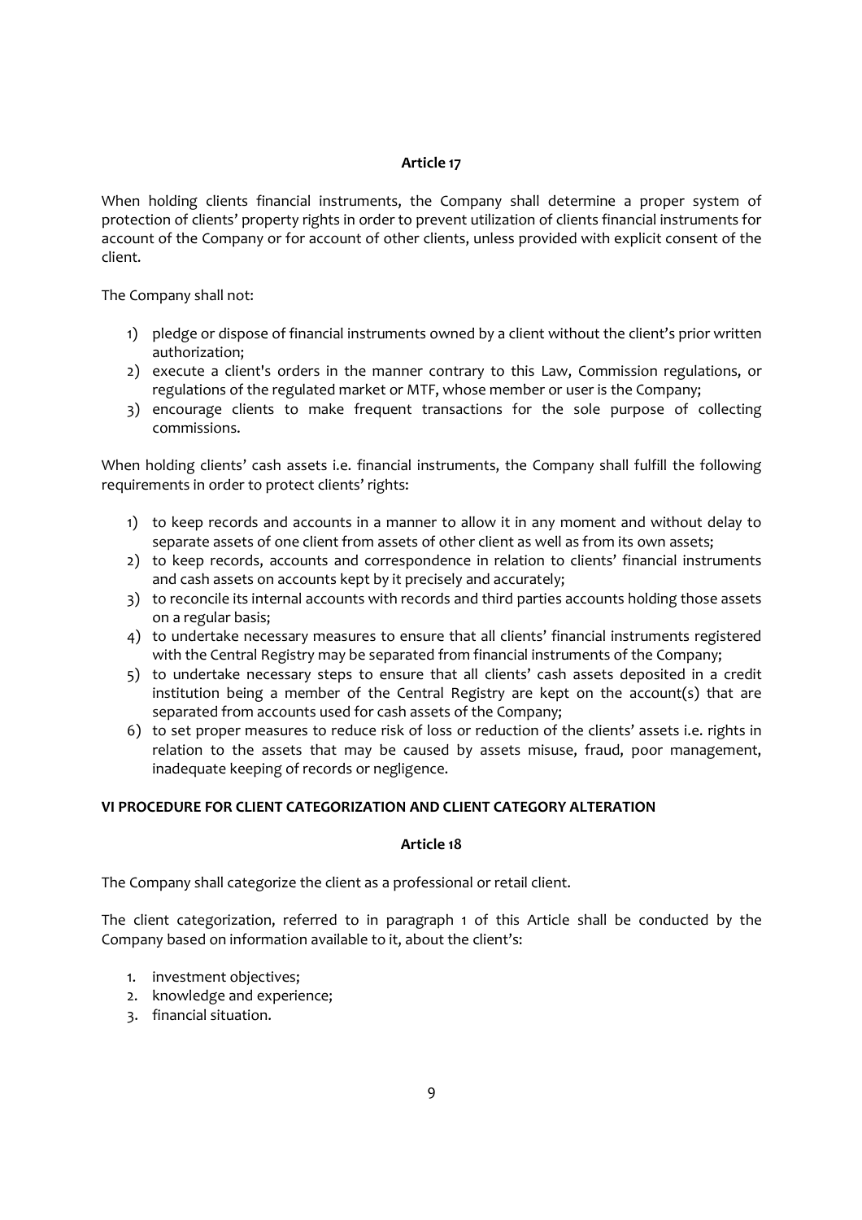**Article 17**

When holding clients financial instruments, the Company shall determine a proper system of protection of clients' property rights in order to prevent utilization of clients financial instruments for account of the Company or for account of other clients, unless provided with explicit consent of the client.

The Company shall not:

1) pledge or dispose of financial instruments owned by a client without the client's prior written authorization;
2) execute a client's orders in the manner contrary to this Law, Commission regulations, or regulations of the regulated market or MTF, whose member or user is the Company;
3) encourage clients to make frequent transactions for the sole purpose of collecting commissions.

When holding clients' cash assets i.e. financial instruments, the Company shall fulfill the following requirements in order to protect clients' rights:

1) to keep records and accounts in a manner to allow it in any moment and without delay to separate assets of one client from assets of other client as well as from its own assets;
2) to keep records, accounts and correspondence in relation to clients' financial instruments and cash assets on accounts kept by it precisely and accurately;
3) to reconcile its internal accounts with records and third parties accounts holding those assets on a regular basis;
4) to undertake necessary measures to ensure that all clients' financial instruments registered with the Central Registry may be separated from financial instruments of the Company;
5) to undertake necessary steps to ensure that all clients' cash assets deposited in a credit institution being a member of the Central Registry are kept on the account(s) that are separated from accounts used for cash assets of the Company;
6) to set proper measures to reduce risk of loss or reduction of the clients' assets i.e. rights in relation to the assets that may be caused by assets misuse, fraud, poor management, inadequate keeping of records or negligence.

**VI PROCEDURE FOR CLIENT CATEGORIZATION AND CLIENT CATEGORY ALTERATION**

**Article 18**

The Company shall categorize the client as a professional or retail client.

The client categorization, referred to in paragraph 1 of this Article shall be conducted by the Company based on information available to it, about the client's:

1. investment objectives;
2. knowledge and experience;
3. financial situation.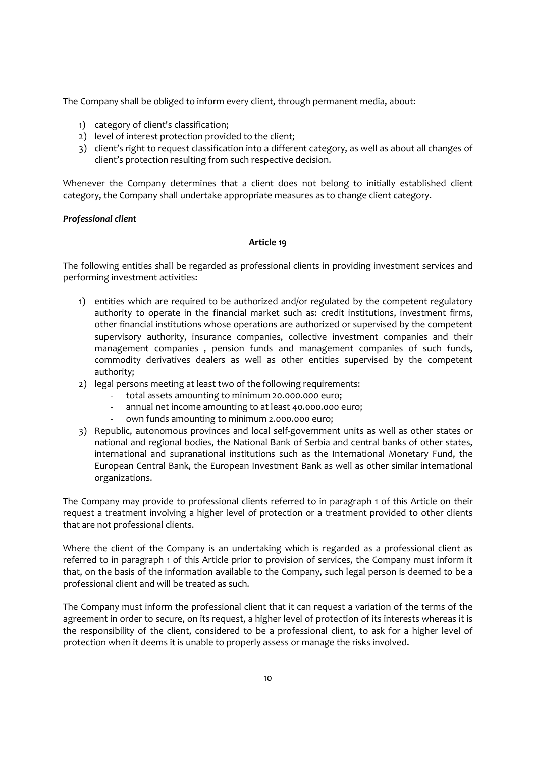The Company shall be obliged to inform every client, through permanent media, about:

1) category of client's classification;
2) level of interest protection provided to the client;
3) client's right to request classification into a different category, as well as about all changes of client's protection resulting from such respective decision.

Whenever the Company determines that a client does not belong to initially established client category, the Company shall undertake appropriate measures as to change client category.

***Professional client***

**Article 19**

The following entities shall be regarded as professional clients in providing investment services and performing investment activities:

1) entities which are required to be authorized and/or regulated by the competent regulatory authority to operate in the financial market such as: credit institutions, investment firms, other financial institutions whose operations are authorized or supervised by the competent supervisory authority, insurance companies, collective investment companies and their management companies , pension funds and management companies of such funds, commodity derivatives dealers as well as other entities supervised by the competent authority;
2) legal persons meeting at least two of the following requirements:
   - total assets amounting to minimum 20.000.000 euro;
   - annual net income amounting to at least 40.000.000 euro;
   - own funds amounting to minimum 2.000.000 euro;
3) Republic, autonomous provinces and local self-government units as well as other states or national and regional bodies, the National Bank of Serbia and central banks of other states, international and supranational institutions such as the International Monetary Fund, the European Central Bank, the European Investment Bank as well as other similar international organizations.

The Company may provide to professional clients referred to in paragraph 1 of this Article on their request a treatment involving a higher level of protection or a treatment provided to other clients that are not professional clients.

Where the client of the Company is an undertaking which is regarded as a professional client as referred to in paragraph 1 of this Article prior to provision of services, the Company must inform it that, on the basis of the information available to the Company, such legal person is deemed to be a professional client and will be treated as such.

The Company must inform the professional client that it can request a variation of the terms of the agreement in order to secure, on its request, a higher level of protection of its interests whereas it is the responsibility of the client, considered to be a professional client, to ask for a higher level of protection when it deems it is unable to properly assess or manage the risks involved.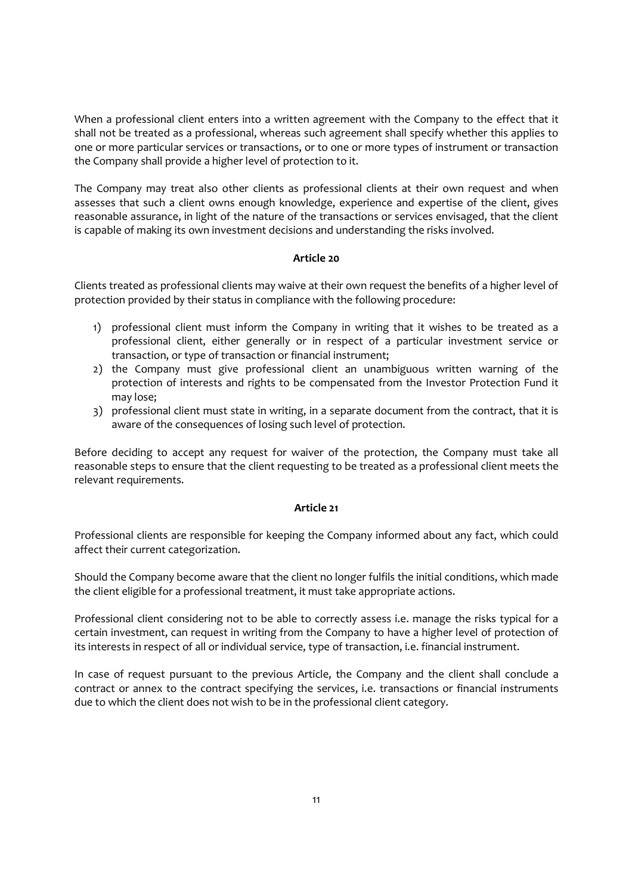When a professional client enters into a written agreement with the Company to the effect that it shall not be treated as a professional, whereas such agreement shall specify whether this applies to one or more particular services or transactions, or to one or more types of instrument or transaction the Company shall provide a higher level of protection to it.

The Company may treat also other clients as professional clients at their own request and when assesses that such a client owns enough knowledge, experience and expertise of the client, gives reasonable assurance, in light of the nature of the transactions or services envisaged, that the client is capable of making its own investment decisions and understanding the risks involved.

**Article 20**

Clients treated as professional clients may waive at their own request the benefits of a higher level of protection provided by their status in compliance with the following procedure:

1) professional client must inform the Company in writing that it wishes to be treated as a professional client, either generally or in respect of a particular investment service or transaction, or type of transaction or financial instrument;
2) the Company must give professional client an unambiguous written warning of the protection of interests and rights to be compensated from the Investor Protection Fund it may lose;
3) professional client must state in writing, in a separate document from the contract, that it is aware of the consequences of losing such level of protection.

Before deciding to accept any request for waiver of the protection, the Company must take all reasonable steps to ensure that the client requesting to be treated as a professional client meets the relevant requirements.

**Article 21**

Professional clients are responsible for keeping the Company informed about any fact, which could affect their current categorization.

Should the Company become aware that the client no longer fulfils the initial conditions, which made the client eligible for a professional treatment, it must take appropriate actions.

Professional client considering not to be able to correctly assess i.e. manage the risks typical for a certain investment, can request in writing from the Company to have a higher level of protection of its interests in respect of all or individual service, type of transaction, i.e. financial instrument.

In case of request pursuant to the previous Article, the Company and the client shall conclude a contract or annex to the contract specifying the services, i.e. transactions or financial instruments due to which the client does not wish to be in the professional client category.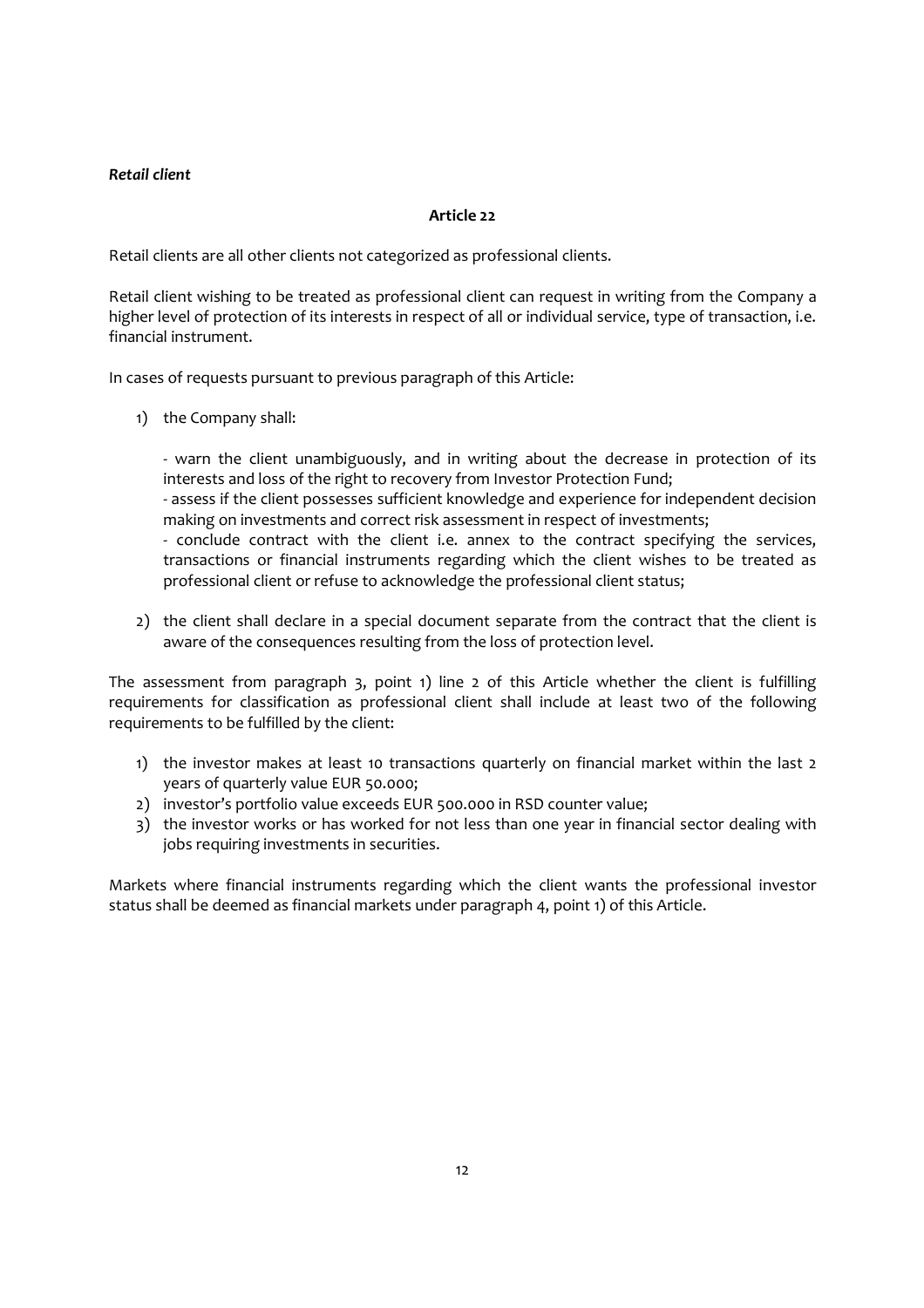***Retail client***

**Article 22**

Retail clients are all other clients not categorized as professional clients.

Retail client wishing to be treated as professional client can request in writing from the Company a higher level of protection of its interests in respect of all or individual service, type of transaction, i.e. financial instrument.

In cases of requests pursuant to previous paragraph of this Article:

1) the Company shall:

   - warn the client unambiguously, and in writing about the decrease in protection of its interests and loss of the right to recovery from Investor Protection Fund;
   - assess if the client possesses sufficient knowledge and experience for independent decision making on investments and correct risk assessment in respect of investments;
   - conclude contract with the client i.e. annex to the contract specifying the services, transactions or financial instruments regarding which the client wishes to be treated as professional client or refuse to acknowledge the professional client status;

2) the client shall declare in a special document separate from the contract that the client is aware of the consequences resulting from the loss of protection level.

The assessment from paragraph 3, point 1) line 2 of this Article whether the client is fulfilling requirements for classification as professional client shall include at least two of the following requirements to be fulfilled by the client:

1) the investor makes at least 10 transactions quarterly on financial market within the last 2 years of quarterly value EUR 50.000;
2) investor's portfolio value exceeds EUR 500.000 in RSD counter value;
3) the investor works or has worked for not less than one year in financial sector dealing with jobs requiring investments in securities.

Markets where financial instruments regarding which the client wants the professional investor status shall be deemed as financial markets under paragraph 4, point 1) of this Article.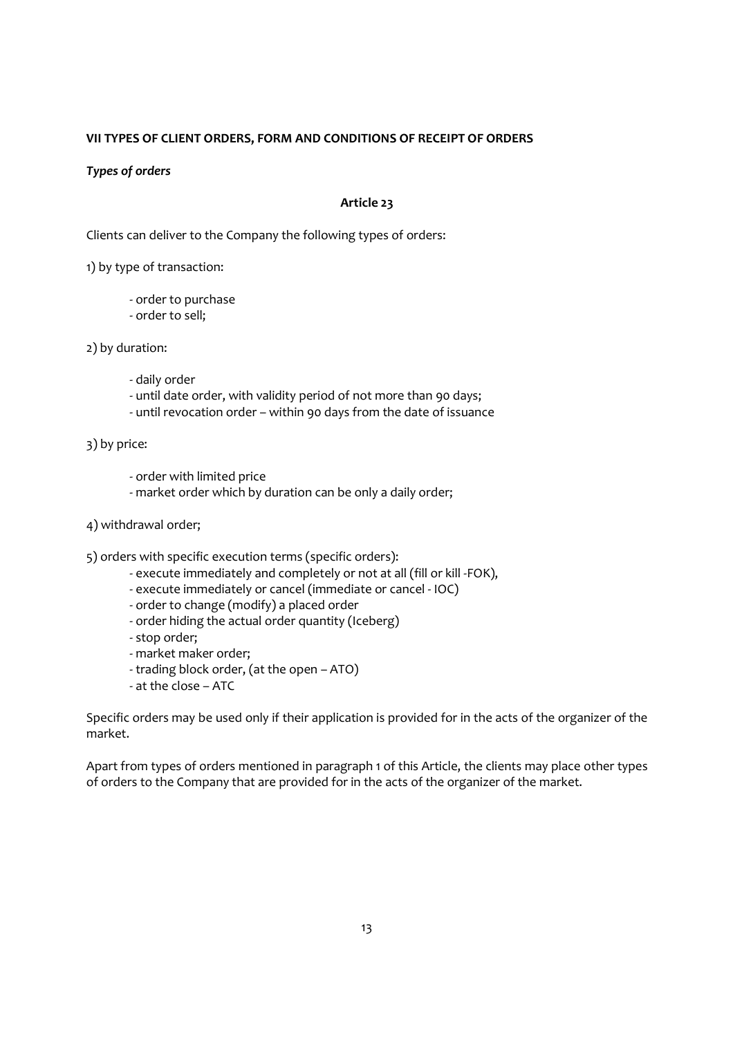**VII TYPES OF CLIENT ORDERS, FORM AND CONDITIONS OF RECEIPT OF ORDERS**

***Types of orders***

**Article 23**

Clients can deliver to the Company the following types of orders:

1) by type of transaction:

- order to purchase
- order to sell;

2) by duration:

- daily order
- until date order, with validity period of not more than 90 days;
- until revocation order – within 90 days from the date of issuance

3) by price:

- order with limited price
- market order which by duration can be only a daily order;

4) withdrawal order;

5) orders with specific execution terms (specific orders):

- execute immediately and completely or not at all (fill or kill -FOK),
- execute immediately or cancel (immediate or cancel - IOC)
- order to change (modify) a placed order
- order hiding the actual order quantity (Iceberg)
- stop order;
- market maker order;
- trading block order, (at the open – ATO)
- at the close – ATC

Specific orders may be used only if their application is provided for in the acts of the organizer of the market.

Apart from types of orders mentioned in paragraph 1 of this Article, the clients may place other types of orders to the Company that are provided for in the acts of the organizer of the market.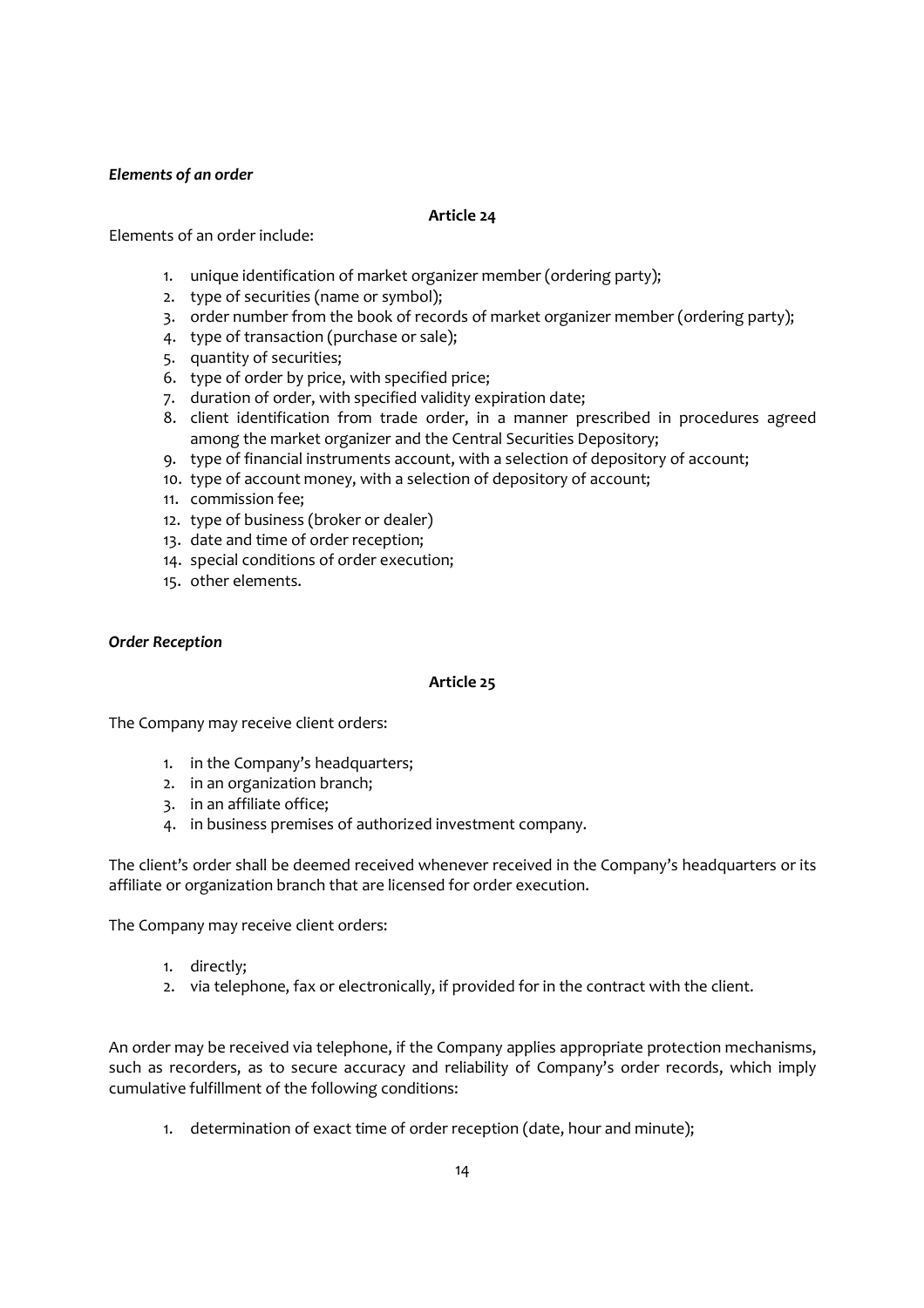***Elements of an order***

**Article 24**

Elements of an order include:

1. unique identification of market organizer member (ordering party);
2. type of securities (name or symbol);
3. order number from the book of records of market organizer member (ordering party);
4. type of transaction (purchase or sale);
5. quantity of securities;
6. type of order by price, with specified price;
7. duration of order, with specified validity expiration date;
8. client identification from trade order, in a manner prescribed in procedures agreed among the market organizer and the Central Securities Depository;
9. type of financial instruments account, with a selection of depository of account;
10. type of account money, with a selection of depository of account;
11. commission fee;
12. type of business (broker or dealer)
13. date and time of order reception;
14. special conditions of order execution;
15. other elements.

***Order Reception***

**Article 25**

The Company may receive client orders:

1. in the Company's headquarters;
2. in an organization branch;
3. in an affiliate office;
4. in business premises of authorized investment company.

The client's order shall be deemed received whenever received in the Company's headquarters or its affiliate or organization branch that are licensed for order execution.

The Company may receive client orders:

1. directly;
2. via telephone, fax or electronically, if provided for in the contract with the client.

An order may be received via telephone, if the Company applies appropriate protection mechanisms, such as recorders, as to secure accuracy and reliability of Company's order records, which imply cumulative fulfillment of the following conditions:

1. determination of exact time of order reception (date, hour and minute);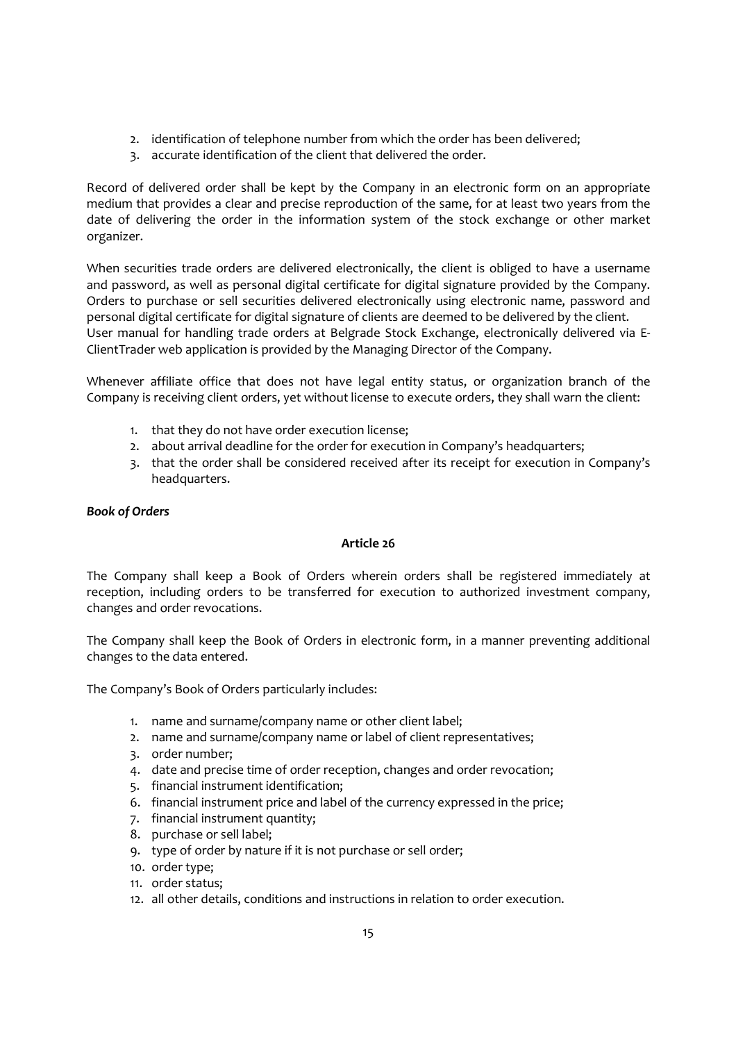2. identification of telephone number from which the order has been delivered;
3. accurate identification of the client that delivered the order.

Record of delivered order shall be kept by the Company in an electronic form on an appropriate medium that provides a clear and precise reproduction of the same, for at least two years from the date of delivering the order in the information system of the stock exchange or other market organizer.

When securities trade orders are delivered electronically, the client is obliged to have a username and password, as well as personal digital certificate for digital signature provided by the Company. Orders to purchase or sell securities delivered electronically using electronic name, password and personal digital certificate for digital signature of clients are deemed to be delivered by the client. User manual for handling trade orders at Belgrade Stock Exchange, electronically delivered via E-ClientTrader web application is provided by the Managing Director of the Company.

Whenever affiliate office that does not have legal entity status, or organization branch of the Company is receiving client orders, yet without license to execute orders, they shall warn the client:

1. that they do not have order execution license;
2. about arrival deadline for the order for execution in Company's headquarters;
3. that the order shall be considered received after its receipt for execution in Company's headquarters.

***Book of Orders***

**Article 26**

The Company shall keep a Book of Orders wherein orders shall be registered immediately at reception, including orders to be transferred for execution to authorized investment company, changes and order revocations.

The Company shall keep the Book of Orders in electronic form, in a manner preventing additional changes to the data entered.

The Company's Book of Orders particularly includes:

1. name and surname/company name or other client label;
2. name and surname/company name or label of client representatives;
3. order number;
4. date and precise time of order reception, changes and order revocation;
5. financial instrument identification;
6. financial instrument price and label of the currency expressed in the price;
7. financial instrument quantity;
8. purchase or sell label;
9. type of order by nature if it is not purchase or sell order;
10. order type;
11. order status;
12. all other details, conditions and instructions in relation to order execution.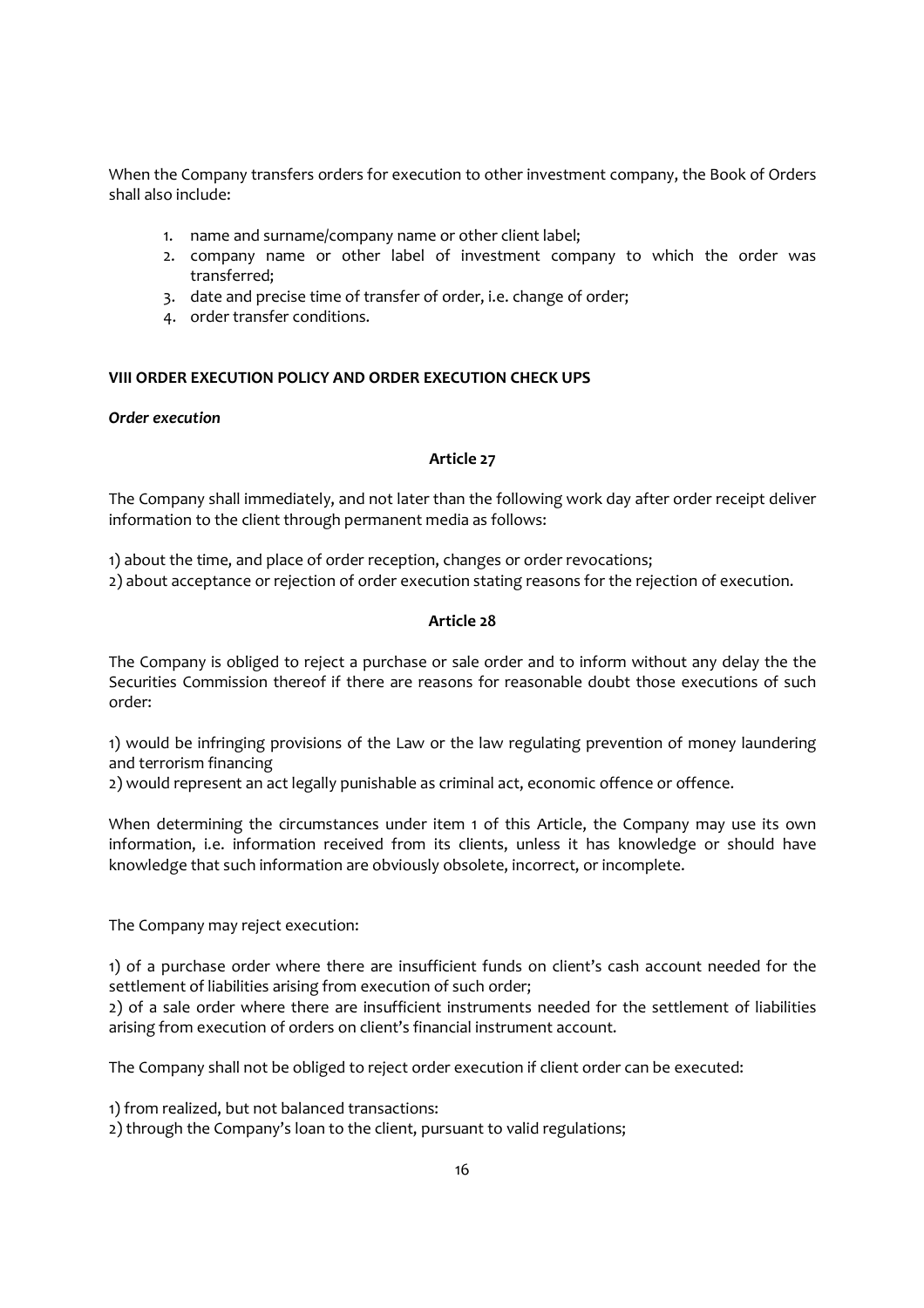When the Company transfers orders for execution to other investment company, the Book of Orders shall also include:

1. name and surname/company name or other client label;
2. company name or other label of investment company to which the order was transferred;
3. date and precise time of transfer of order, i.e. change of order;
4. order transfer conditions.

**VIII ORDER EXECUTION POLICY AND ORDER EXECUTION CHECK UPS**

***Order execution***

**Article 27**

The Company shall immediately, and not later than the following work day after order receipt deliver information to the client through permanent media as follows:

1) about the time, and place of order reception, changes or order revocations;

2) about acceptance or rejection of order execution stating reasons for the rejection of execution.

**Article 28**

The Company is obliged to reject a purchase or sale order and to inform without any delay the the Securities Commission thereof if there are reasons for reasonable doubt those executions of such order:

1) would be infringing provisions of the Law or the law regulating prevention of money laundering and terrorism financing

2) would represent an act legally punishable as criminal act, economic offence or offence.

When determining the circumstances under item 1 of this Article, the Company may use its own information, i.e. information received from its clients, unless it has knowledge or should have knowledge that such information are obviously obsolete, incorrect, or incomplete.

The Company may reject execution:

1) of a purchase order where there are insufficient funds on client's cash account needed for the settlement of liabilities arising from execution of such order;

2) of a sale order where there are insufficient instruments needed for the settlement of liabilities arising from execution of orders on client's financial instrument account.

The Company shall not be obliged to reject order execution if client order can be executed:

1) from realized, but not balanced transactions:

2) through the Company's loan to the client, pursuant to valid regulations;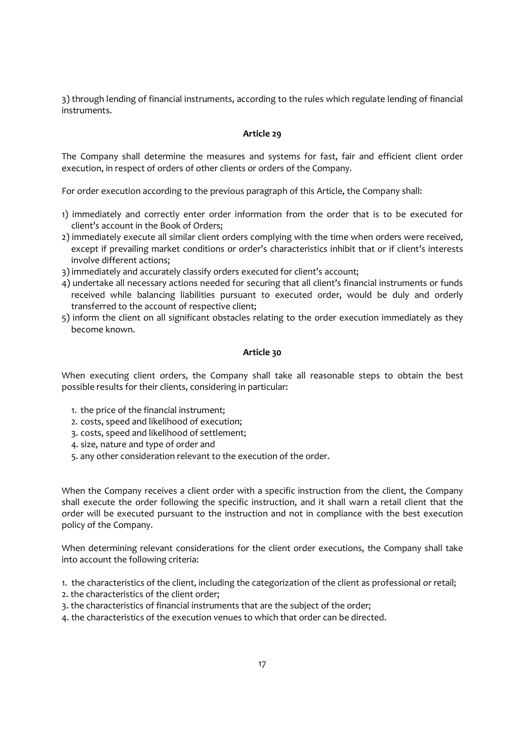3) through lending of financial instruments, according to the rules which regulate lending of financial instruments.

### Article 29

The Company shall determine the measures and systems for fast, fair and efficient client order execution, in respect of orders of other clients or orders of the Company.

For order execution according to the previous paragraph of this Article, the Company shall:

1) immediately and correctly enter order information from the order that is to be executed for client's account in the Book of Orders;
2) immediately execute all similar client orders complying with the time when orders were received, except if prevailing market conditions or order's characteristics inhibit that or if client's interests involve different actions;
3) immediately and accurately classify orders executed for client's account;
4) undertake all necessary actions needed for securing that all client's financial instruments or funds received while balancing liabilities pursuant to executed order, would be duly and orderly transferred to the account of respective client;
5) inform the client on all significant obstacles relating to the order execution immediately as they become known.

### Article 30

When executing client orders, the Company shall take all reasonable steps to obtain the best possible results for their clients, considering in particular:

1. the price of the financial instrument;
2. costs, speed and likelihood of execution;
3. costs, speed and likelihood of settlement;
4. size, nature and type of order and
5. any other consideration relevant to the execution of the order.

When the Company receives a client order with a specific instruction from the client, the Company shall execute the order following the specific instruction, and it shall warn a retail client that the order will be executed pursuant to the instruction and not in compliance with the best execution policy of the Company.

When determining relevant considerations for the client order executions, the Company shall take into account the following criteria:

1. the characteristics of the client, including the categorization of the client as professional or retail;
2. the characteristics of the client order;
3. the characteristics of financial instruments that are the subject of the order;
4. the characteristics of the execution venues to which that order can be directed.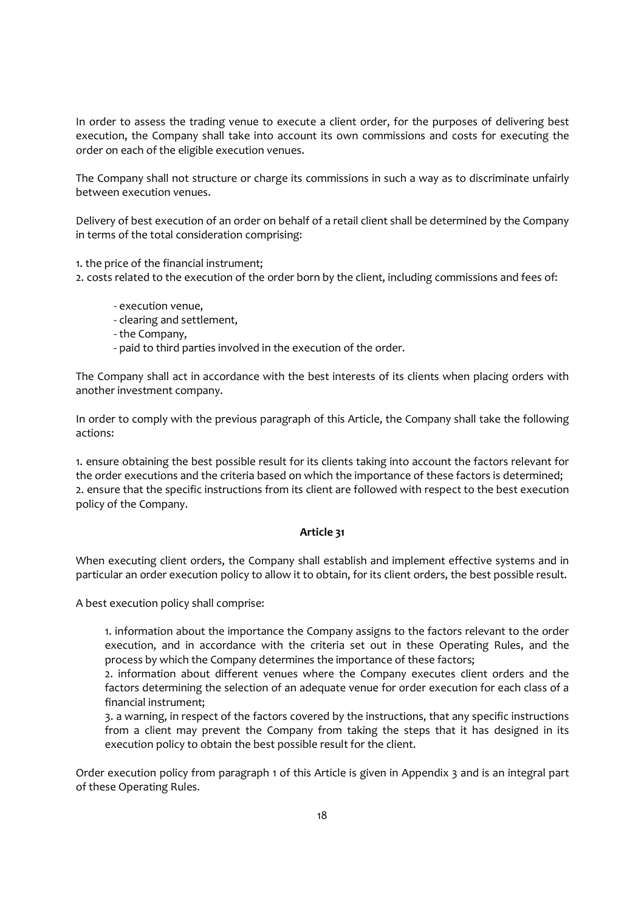In order to assess the trading venue to execute a client order, for the purposes of delivering best execution, the Company shall take into account its own commissions and costs for executing the order on each of the eligible execution venues.

The Company shall not structure or charge its commissions in such a way as to discriminate unfairly between execution venues.

Delivery of best execution of an order on behalf of a retail client shall be determined by the Company in terms of the total consideration comprising:

1. the price of the financial instrument;
2. costs related to the execution of the order born by the client, including commissions and fees of:

   - execution venue,
   - clearing and settlement,
   - the Company,
   - paid to third parties involved in the execution of the order.

The Company shall act in accordance with the best interests of its clients when placing orders with another investment company.

In order to comply with the previous paragraph of this Article, the Company shall take the following actions:

1. ensure obtaining the best possible result for its clients taking into account the factors relevant for the order executions and the criteria based on which the importance of these factors is determined;
2. ensure that the specific instructions from its client are followed with respect to the best execution policy of the Company.

**Article 31**

When executing client orders, the Company shall establish and implement effective systems and in particular an order execution policy to allow it to obtain, for its client orders, the best possible result.

A best execution policy shall comprise:

1. information about the importance the Company assigns to the factors relevant to the order execution, and in accordance with the criteria set out in these Operating Rules, and the process by which the Company determines the importance of these factors;
2. information about different venues where the Company executes client orders and the factors determining the selection of an adequate venue for order execution for each class of a financial instrument;
3. a warning, in respect of the factors covered by the instructions, that any specific instructions from a client may prevent the Company from taking the steps that it has designed in its execution policy to obtain the best possible result for the client.

Order execution policy from paragraph 1 of this Article is given in Appendix 3 and is an integral part of these Operating Rules.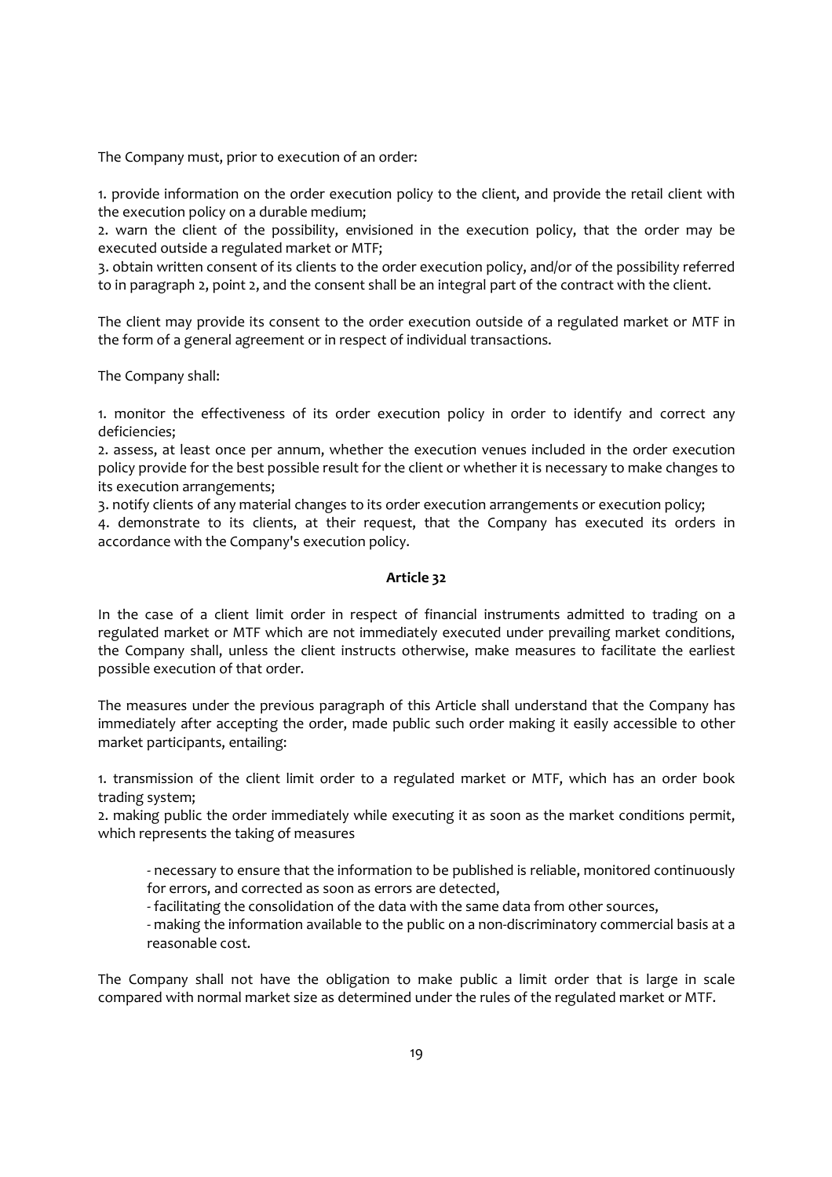The Company must, prior to execution of an order:

1. provide information on the order execution policy to the client, and provide the retail client with the execution policy on a durable medium;
2. warn the client of the possibility, envisioned in the execution policy, that the order may be executed outside a regulated market or MTF;
3. obtain written consent of its clients to the order execution policy, and/or of the possibility referred to in paragraph 2, point 2, and the consent shall be an integral part of the contract with the client.

The client may provide its consent to the order execution outside of a regulated market or MTF in the form of a general agreement or in respect of individual transactions.

The Company shall:

1. monitor the effectiveness of its order execution policy in order to identify and correct any deficiencies;
2. assess, at least once per annum, whether the execution venues included in the order execution policy provide for the best possible result for the client or whether it is necessary to make changes to its execution arrangements;
3. notify clients of any material changes to its order execution arrangements or execution policy;
4. demonstrate to its clients, at their request, that the Company has executed its orders in accordance with the Company's execution policy.

**Article 32**

In the case of a client limit order in respect of financial instruments admitted to trading on a regulated market or MTF which are not immediately executed under prevailing market conditions, the Company shall, unless the client instructs otherwise, make measures to facilitate the earliest possible execution of that order.

The measures under the previous paragraph of this Article shall understand that the Company has immediately after accepting the order, made public such order making it easily accessible to other market participants, entailing:

1. transmission of the client limit order to a regulated market or MTF, which has an order book trading system;
2. making public the order immediately while executing it as soon as the market conditions permit, which represents the taking of measures

   - necessary to ensure that the information to be published is reliable, monitored continuously for errors, and corrected as soon as errors are detected,
   - facilitating the consolidation of the data with the same data from other sources,
   - making the information available to the public on a non-discriminatory commercial basis at a reasonable cost.

The Company shall not have the obligation to make public a limit order that is large in scale compared with normal market size as determined under the rules of the regulated market or MTF.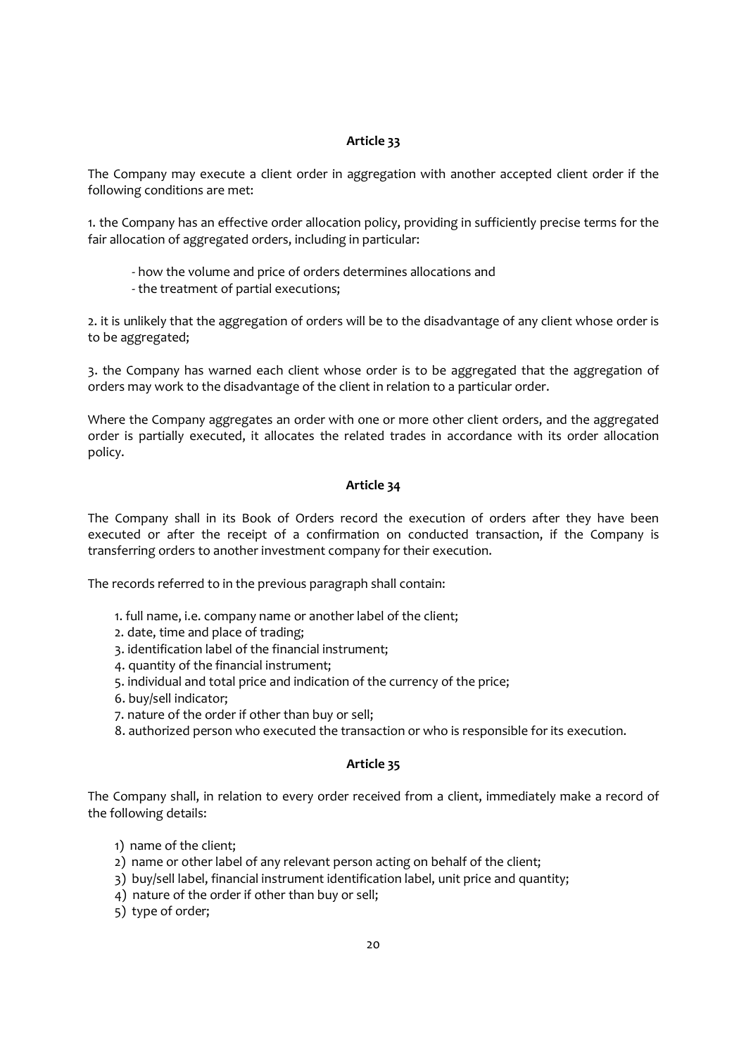**Article 33**

The Company may execute a client order in aggregation with another accepted client order if the following conditions are met:

1. the Company has an effective order allocation policy, providing in sufficiently precise terms for the fair allocation of aggregated orders, including in particular:

   - how the volume and price of orders determines allocations and
   - the treatment of partial executions;

2. it is unlikely that the aggregation of orders will be to the disadvantage of any client whose order is to be aggregated;

3. the Company has warned each client whose order is to be aggregated that the aggregation of orders may work to the disadvantage of the client in relation to a particular order.

Where the Company aggregates an order with one or more other client orders, and the aggregated order is partially executed, it allocates the related trades in accordance with its order allocation policy.

**Article 34**

The Company shall in its Book of Orders record the execution of orders after they have been executed or after the receipt of a confirmation on conducted transaction, if the Company is transferring orders to another investment company for their execution.

The records referred to in the previous paragraph shall contain:

1. full name, i.e. company name or another label of the client;
2. date, time and place of trading;
3. identification label of the financial instrument;
4. quantity of the financial instrument;
5. individual and total price and indication of the currency of the price;
6. buy/sell indicator;
7. nature of the order if other than buy or sell;
8. authorized person who executed the transaction or who is responsible for its execution.

**Article 35**

The Company shall, in relation to every order received from a client, immediately make a record of the following details:

1) name of the client;
2) name or other label of any relevant person acting on behalf of the client;
3) buy/sell label, financial instrument identification label, unit price and quantity;
4) nature of the order if other than buy or sell;
5) type of order;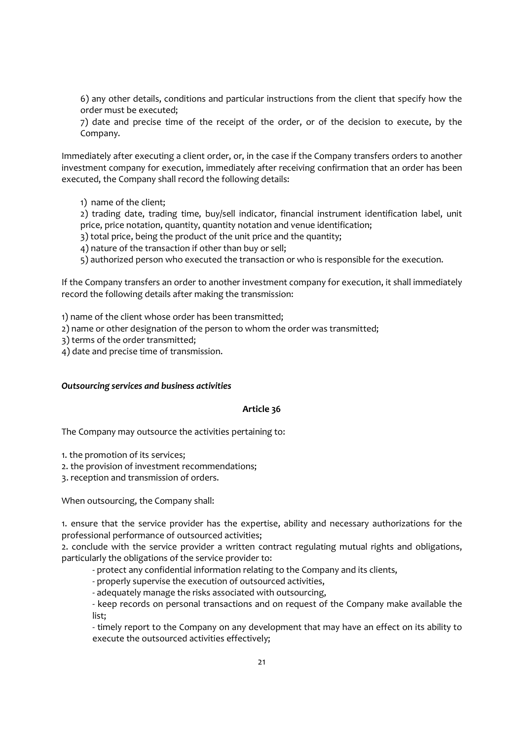6) any other details, conditions and particular instructions from the client that specify how the order must be executed;

7) date and precise time of the receipt of the order, or of the decision to execute, by the Company.

Immediately after executing a client order, or, in the case if the Company transfers orders to another investment company for execution, immediately after receiving confirmation that an order has been executed, the Company shall record the following details:

1) name of the client;

2) trading date, trading time, buy/sell indicator, financial instrument identification label, unit price, price notation, quantity, quantity notation and venue identification;

3) total price, being the product of the unit price and the quantity;

4) nature of the transaction if other than buy or sell;

5) authorized person who executed the transaction or who is responsible for the execution.

If the Company transfers an order to another investment company for execution, it shall immediately record the following details after making the transmission:

1) name of the client whose order has been transmitted;

2) name or other designation of the person to whom the order was transmitted;

3) terms of the order transmitted;

4) date and precise time of transmission.

***Outsourcing services and business activities***

**Article 36**

The Company may outsource the activities pertaining to:

1. the promotion of its services;
2. the provision of investment recommendations;
3. reception and transmission of orders.

When outsourcing, the Company shall:

1. ensure that the service provider has the expertise, ability and necessary authorizations for the professional performance of outsourced activities;
2. conclude with the service provider a written contract regulating mutual rights and obligations, particularly the obligations of the service provider to:
    - protect any confidential information relating to the Company and its clients,
    - properly supervise the execution of outsourced activities,
    - adequately manage the risks associated with outsourcing,
    - keep records on personal transactions and on request of the Company make available the list;
    - timely report to the Company on any development that may have an effect on its ability to execute the outsourced activities effectively;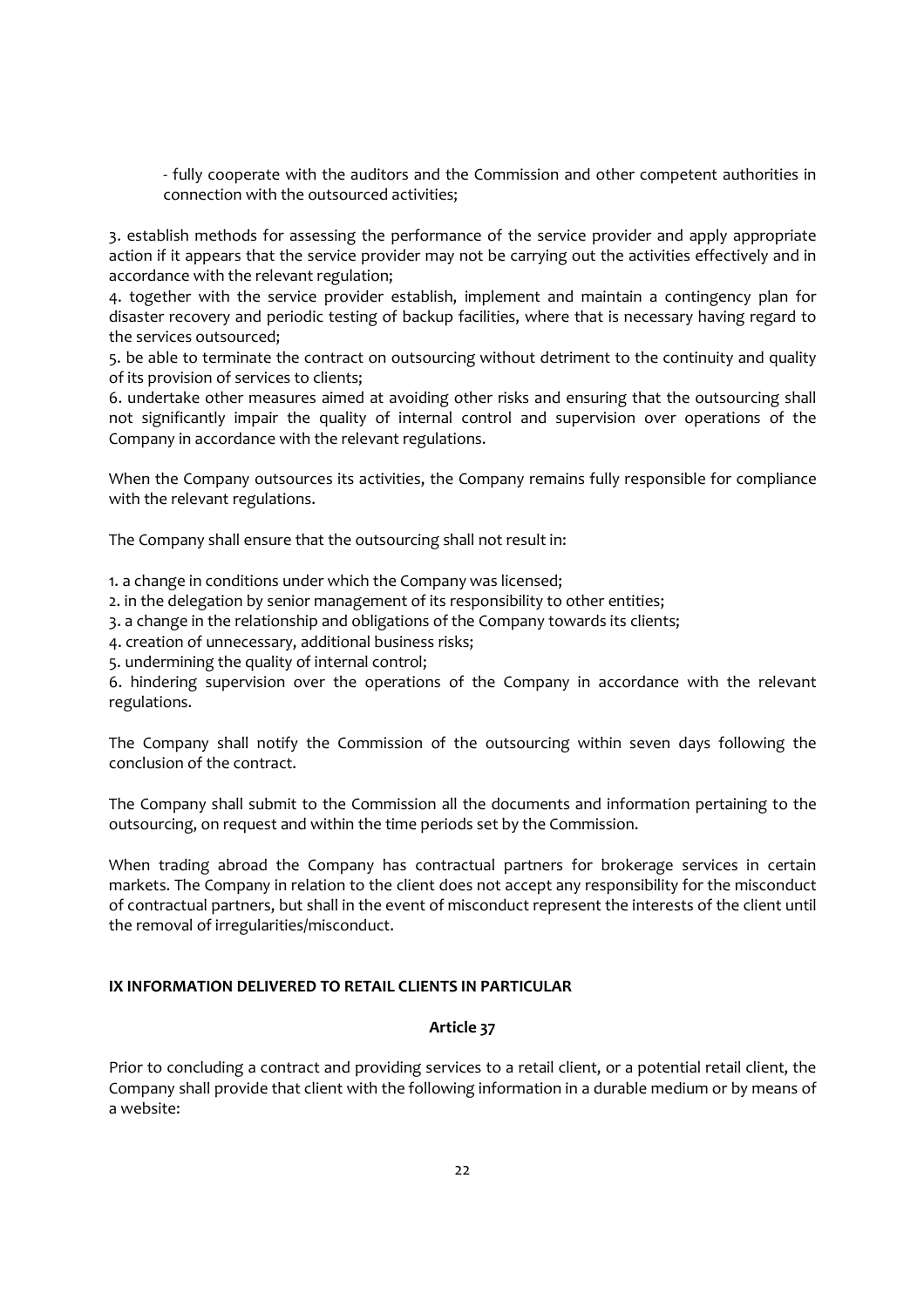- fully cooperate with the auditors and the Commission and other competent authorities in connection with the outsourced activities;

3. establish methods for assessing the performance of the service provider and apply appropriate action if it appears that the service provider may not be carrying out the activities effectively and in accordance with the relevant regulation;
4. together with the service provider establish, implement and maintain a contingency plan for disaster recovery and periodic testing of backup facilities, where that is necessary having regard to the services outsourced;
5. be able to terminate the contract on outsourcing without detriment to the continuity and quality of its provision of services to clients;
6. undertake other measures aimed at avoiding other risks and ensuring that the outsourcing shall not significantly impair the quality of internal control and supervision over operations of the Company in accordance with the relevant regulations.

When the Company outsources its activities, the Company remains fully responsible for compliance with the relevant regulations.

The Company shall ensure that the outsourcing shall not result in:

1. a change in conditions under which the Company was licensed;
2. in the delegation by senior management of its responsibility to other entities;
3. a change in the relationship and obligations of the Company towards its clients;
4. creation of unnecessary, additional business risks;
5. undermining the quality of internal control;
6. hindering supervision over the operations of the Company in accordance with the relevant regulations.

The Company shall notify the Commission of the outsourcing within seven days following the conclusion of the contract.

The Company shall submit to the Commission all the documents and information pertaining to the outsourcing, on request and within the time periods set by the Commission.

When trading abroad the Company has contractual partners for brokerage services in certain markets. The Company in relation to the client does not accept any responsibility for the misconduct of contractual partners, but shall in the event of misconduct represent the interests of the client until the removal of irregularities/misconduct.

## IX INFORMATION DELIVERED TO RETAIL CLIENTS IN PARTICULAR

### Article 37

Prior to concluding a contract and providing services to a retail client, or a potential retail client, the Company shall provide that client with the following information in a durable medium or by means of a website: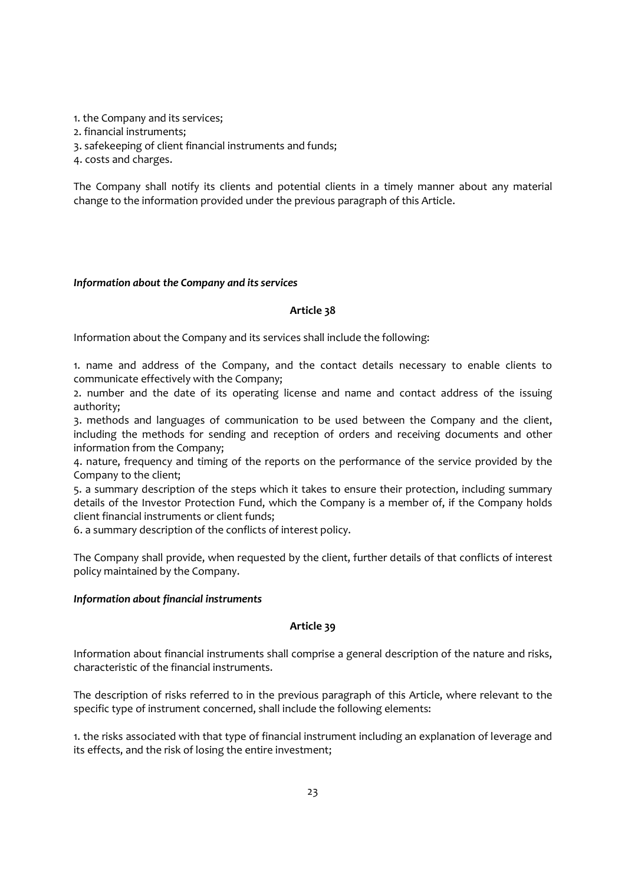1. the Company and its services;
2. financial instruments;
3. safekeeping of client financial instruments and funds;
4. costs and charges.

The Company shall notify its clients and potential clients in a timely manner about any material change to the information provided under the previous paragraph of this Article.

***Information about the Company and its services***

**Article 38**

Information about the Company and its services shall include the following:

1. name and address of the Company, and the contact details necessary to enable clients to communicate effectively with the Company;
2. number and the date of its operating license and name and contact address of the issuing authority;
3. methods and languages of communication to be used between the Company and the client, including the methods for sending and reception of orders and receiving documents and other information from the Company;
4. nature, frequency and timing of the reports on the performance of the service provided by the Company to the client;
5. a summary description of the steps which it takes to ensure their protection, including summary details of the Investor Protection Fund, which the Company is a member of, if the Company holds client financial instruments or client funds;
6. a summary description of the conflicts of interest policy.

The Company shall provide, when requested by the client, further details of that conflicts of interest policy maintained by the Company.

***Information about financial instruments***

**Article 39**

Information about financial instruments shall comprise a general description of the nature and risks, characteristic of the financial instruments.

The description of risks referred to in the previous paragraph of this Article, where relevant to the specific type of instrument concerned, shall include the following elements:

1. the risks associated with that type of financial instrument including an explanation of leverage and its effects, and the risk of losing the entire investment;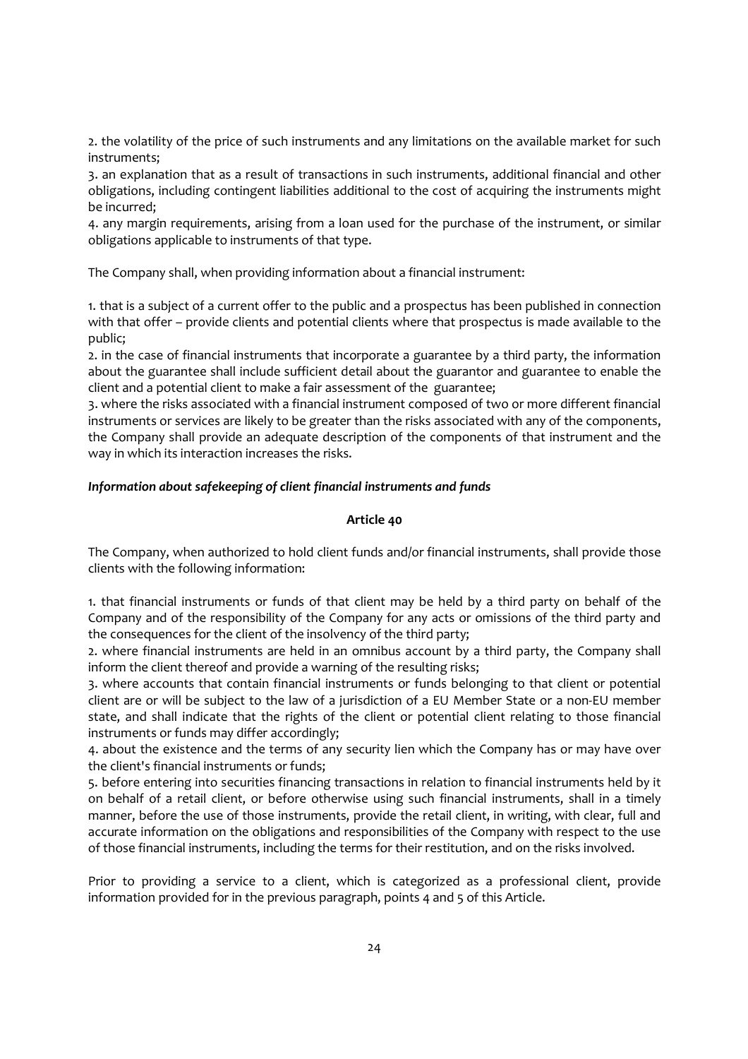2. the volatility of the price of such instruments and any limitations on the available market for such instruments;

3. an explanation that as a result of transactions in such instruments, additional financial and other obligations, including contingent liabilities additional to the cost of acquiring the instruments might be incurred;

4. any margin requirements, arising from a loan used for the purchase of the instrument, or similar obligations applicable to instruments of that type.

The Company shall, when providing information about a financial instrument:

1. that is a subject of a current offer to the public and a prospectus has been published in connection with that offer – provide clients and potential clients where that prospectus is made available to the public;

2. in the case of financial instruments that incorporate a guarantee by a third party, the information about the guarantee shall include sufficient detail about the guarantor and guarantee to enable the client and a potential client to make a fair assessment of the guarantee;

3. where the risks associated with a financial instrument composed of two or more different financial instruments or services are likely to be greater than the risks associated with any of the components, the Company shall provide an adequate description of the components of that instrument and the way in which its interaction increases the risks.

***Information about safekeeping of client financial instruments and funds***

**Article 40**

The Company, when authorized to hold client funds and/or financial instruments, shall provide those clients with the following information:

1. that financial instruments or funds of that client may be held by a third party on behalf of the Company and of the responsibility of the Company for any acts or omissions of the third party and the consequences for the client of the insolvency of the third party;

2. where financial instruments are held in an omnibus account by a third party, the Company shall inform the client thereof and provide a warning of the resulting risks;

3. where accounts that contain financial instruments or funds belonging to that client or potential client are or will be subject to the law of a jurisdiction of a EU Member State or a non-EU member state, and shall indicate that the rights of the client or potential client relating to those financial instruments or funds may differ accordingly;

4. about the existence and the terms of any security lien which the Company has or may have over the client's financial instruments or funds;

5. before entering into securities financing transactions in relation to financial instruments held by it on behalf of a retail client, or before otherwise using such financial instruments, shall in a timely manner, before the use of those instruments, provide the retail client, in writing, with clear, full and accurate information on the obligations and responsibilities of the Company with respect to the use of those financial instruments, including the terms for their restitution, and on the risks involved.

Prior to providing a service to a client, which is categorized as a professional client, provide information provided for in the previous paragraph, points 4 and 5 of this Article.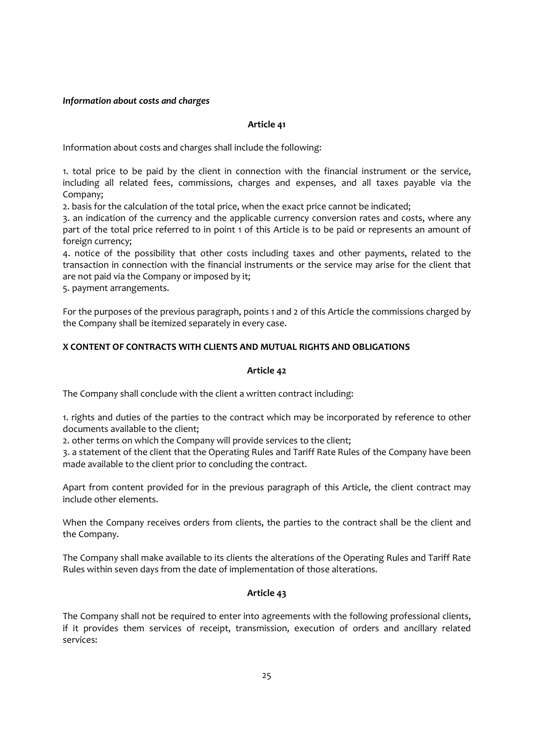*Information about costs and charges*

**Article 41**

Information about costs and charges shall include the following:

1. total price to be paid by the client in connection with the financial instrument or the service, including all related fees, commissions, charges and expenses, and all taxes payable via the Company;
2. basis for the calculation of the total price, when the exact price cannot be indicated;
3. an indication of the currency and the applicable currency conversion rates and costs, where any part of the total price referred to in point 1 of this Article is to be paid or represents an amount of foreign currency;
4. notice of the possibility that other costs including taxes and other payments, related to the transaction in connection with the financial instruments or the service may arise for the client that are not paid via the Company or imposed by it;
5. payment arrangements.

For the purposes of the previous paragraph, points 1 and 2 of this Article the commissions charged by the Company shall be itemized separately in every case.

## X CONTENT OF CONTRACTS WITH CLIENTS AND MUTUAL RIGHTS AND OBLIGATIONS

**Article 42**

The Company shall conclude with the client a written contract including:

1. rights and duties of the parties to the contract which may be incorporated by reference to other documents available to the client;
2. other terms on which the Company will provide services to the client;
3. a statement of the client that the Operating Rules and Tariff Rate Rules of the Company have been made available to the client prior to concluding the contract.

Apart from content provided for in the previous paragraph of this Article, the client contract may include other elements.

When the Company receives orders from clients, the parties to the contract shall be the client and the Company.

The Company shall make available to its clients the alterations of the Operating Rules and Tariff Rate Rules within seven days from the date of implementation of those alterations.

**Article 43**

The Company shall not be required to enter into agreements with the following professional clients, if it provides them services of receipt, transmission, execution of orders and ancillary related services: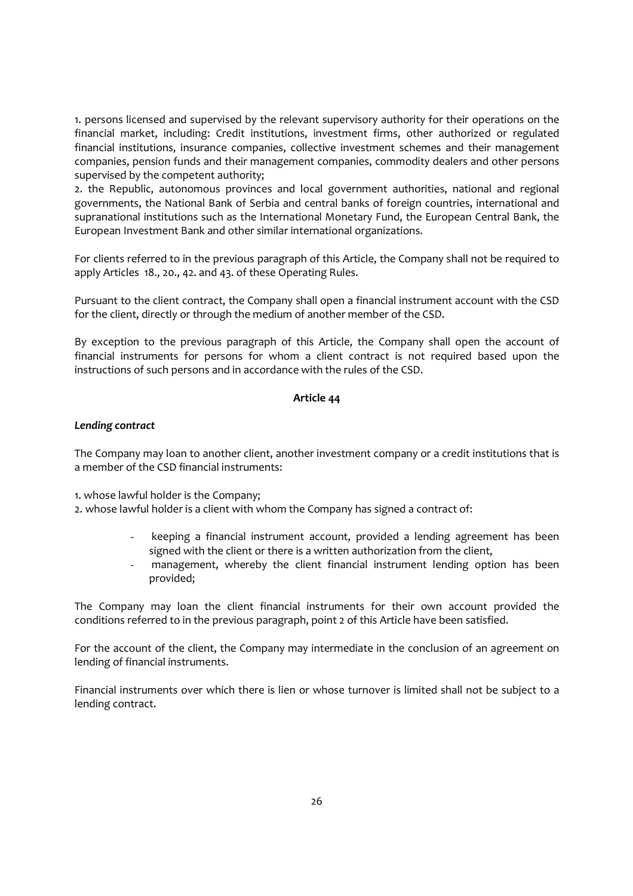1. persons licensed and supervised by the relevant supervisory authority for their operations on the financial market, including: Credit institutions, investment firms, other authorized or regulated financial institutions, insurance companies, collective investment schemes and their management companies, pension funds and their management companies, commodity dealers and other persons supervised by the competent authority;
2. the Republic, autonomous provinces and local government authorities, national and regional governments, the National Bank of Serbia and central banks of foreign countries, international and supranational institutions such as the International Monetary Fund, the European Central Bank, the European Investment Bank and other similar international organizations.

For clients referred to in the previous paragraph of this Article, the Company shall not be required to apply Articles 18., 20., 42. and 43. of these Operating Rules.

Pursuant to the client contract, the Company shall open a financial instrument account with the CSD for the client, directly or through the medium of another member of the CSD.

By exception to the previous paragraph of this Article, the Company shall open the account of financial instruments for persons for whom a client contract is not required based upon the instructions of such persons and in accordance with the rules of the CSD.

**Article 44**

***Lending contract***

The Company may loan to another client, another investment company or a credit institutions that is a member of the CSD financial instruments:

1. whose lawful holder is the Company;
2. whose lawful holder is a client with whom the Company has signed a contract of:
   - keeping a financial instrument account, provided a lending agreement has been signed with the client or there is a written authorization from the client,
   - management, whereby the client financial instrument lending option has been provided;

The Company may loan the client financial instruments for their own account provided the conditions referred to in the previous paragraph, point 2 of this Article have been satisfied.

For the account of the client, the Company may intermediate in the conclusion of an agreement on lending of financial instruments.

Financial instruments over which there is lien or whose turnover is limited shall not be subject to a lending contract.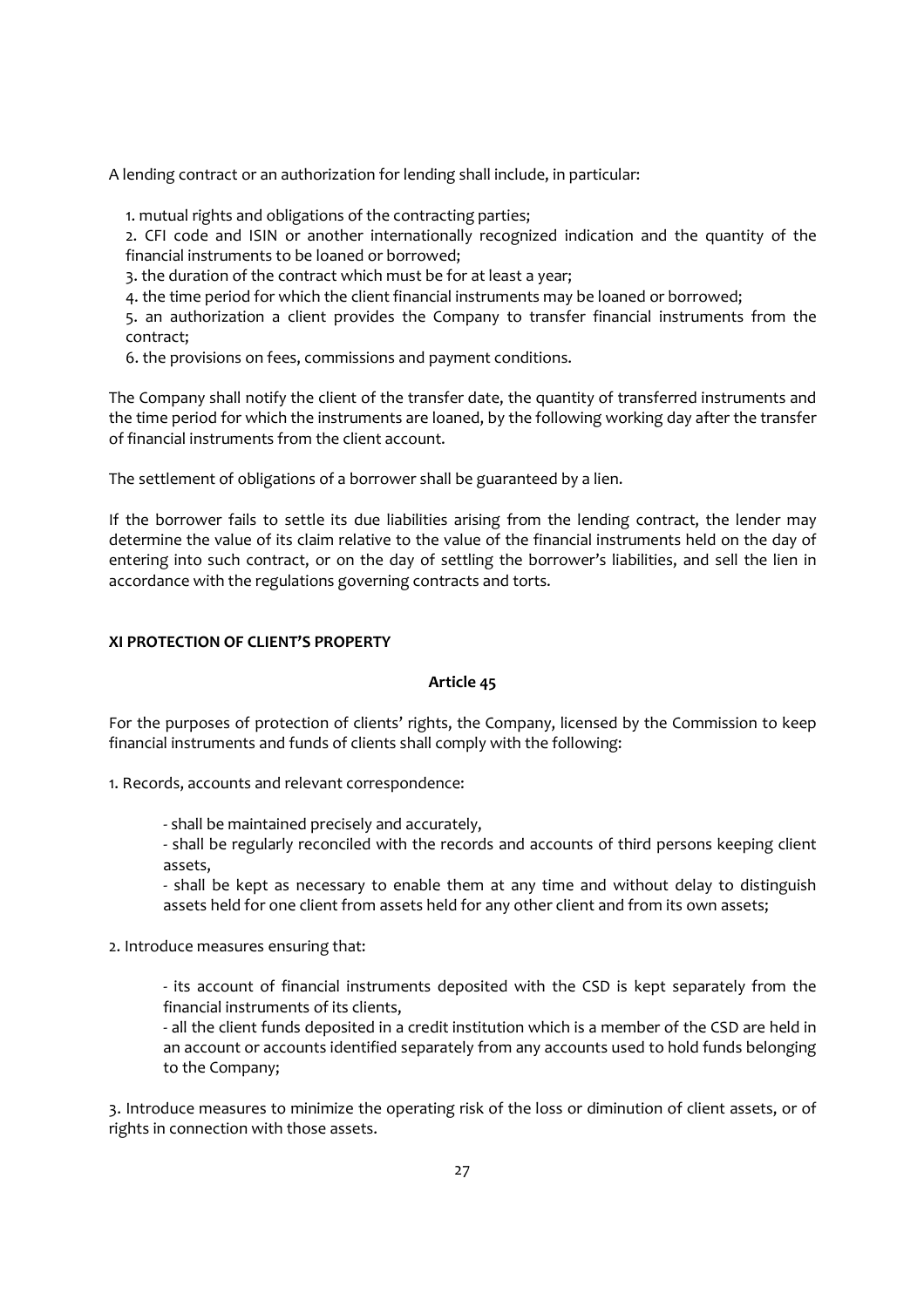A lending contract or an authorization for lending shall include, in particular:

1. mutual rights and obligations of the contracting parties;
2. CFI code and ISIN or another internationally recognized indication and the quantity of the financial instruments to be loaned or borrowed;
3. the duration of the contract which must be for at least a year;
4. the time period for which the client financial instruments may be loaned or borrowed;
5. an authorization a client provides the Company to transfer financial instruments from the contract;
6. the provisions on fees, commissions and payment conditions.

The Company shall notify the client of the transfer date, the quantity of transferred instruments and the time period for which the instruments are loaned, by the following working day after the transfer of financial instruments from the client account.

The settlement of obligations of a borrower shall be guaranteed by a lien.

If the borrower fails to settle its due liabilities arising from the lending contract, the lender may determine the value of its claim relative to the value of the financial instruments held on the day of entering into such contract, or on the day of settling the borrower's liabilities, and sell the lien in accordance with the regulations governing contracts and torts.

## XI PROTECTION OF CLIENT'S PROPERTY

### Article 45

For the purposes of protection of clients' rights, the Company, licensed by the Commission to keep financial instruments and funds of clients shall comply with the following:

1. Records, accounts and relevant correspondence:

    - shall be maintained precisely and accurately,
    - shall be regularly reconciled with the records and accounts of third persons keeping client assets,
    - shall be kept as necessary to enable them at any time and without delay to distinguish assets held for one client from assets held for any other client and from its own assets;

2. Introduce measures ensuring that:

    - its account of financial instruments deposited with the CSD is kept separately from the financial instruments of its clients,
    - all the client funds deposited in a credit institution which is a member of the CSD are held in an account or accounts identified separately from any accounts used to hold funds belonging to the Company;

3. Introduce measures to minimize the operating risk of the loss or diminution of client assets, or of rights in connection with those assets.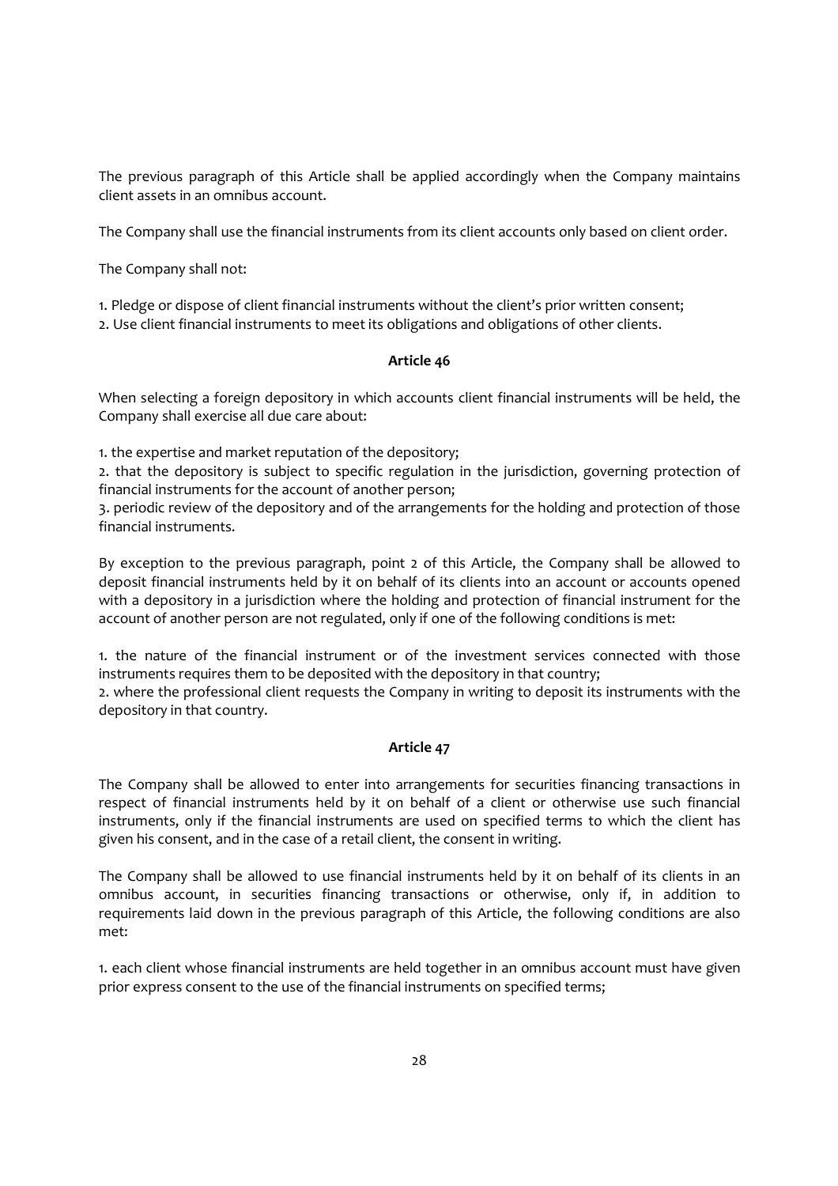The previous paragraph of this Article shall be applied accordingly when the Company maintains client assets in an omnibus account.

The Company shall use the financial instruments from its client accounts only based on client order.

The Company shall not:

1. Pledge or dispose of client financial instruments without the client's prior written consent;
2. Use client financial instruments to meet its obligations and obligations of other clients.

### Article 46

When selecting a foreign depository in which accounts client financial instruments will be held, the Company shall exercise all due care about:

1. the expertise and market reputation of the depository;
2. that the depository is subject to specific regulation in the jurisdiction, governing protection of financial instruments for the account of another person;
3. periodic review of the depository and of the arrangements for the holding and protection of those financial instruments.

By exception to the previous paragraph, point 2 of this Article, the Company shall be allowed to deposit financial instruments held by it on behalf of its clients into an account or accounts opened with a depository in a jurisdiction where the holding and protection of financial instrument for the account of another person are not regulated, only if one of the following conditions is met:

1. the nature of the financial instrument or of the investment services connected with those instruments requires them to be deposited with the depository in that country;
2. where the professional client requests the Company in writing to deposit its instruments with the depository in that country.

### Article 47

The Company shall be allowed to enter into arrangements for securities financing transactions in respect of financial instruments held by it on behalf of a client or otherwise use such financial instruments, only if the financial instruments are used on specified terms to which the client has given his consent, and in the case of a retail client, the consent in writing.

The Company shall be allowed to use financial instruments held by it on behalf of its clients in an omnibus account, in securities financing transactions or otherwise, only if, in addition to requirements laid down in the previous paragraph of this Article, the following conditions are also met:

1. each client whose financial instruments are held together in an omnibus account must have given prior express consent to the use of the financial instruments on specified terms;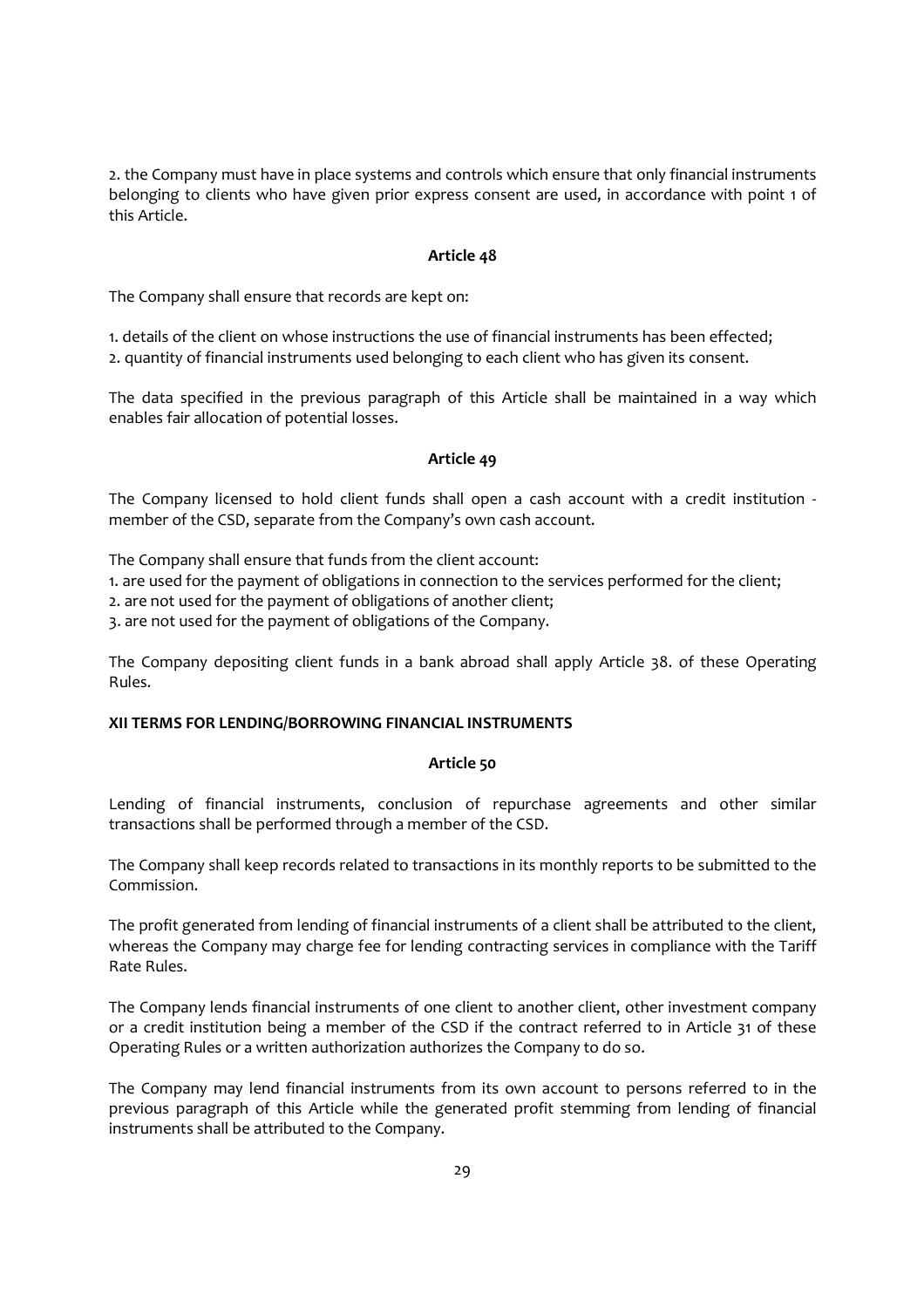2. the Company must have in place systems and controls which ensure that only financial instruments belonging to clients who have given prior express consent are used, in accordance with point 1 of this Article.

**Article 48**

The Company shall ensure that records are kept on:

1. details of the client on whose instructions the use of financial instruments has been effected;
2. quantity of financial instruments used belonging to each client who has given its consent.

The data specified in the previous paragraph of this Article shall be maintained in a way which enables fair allocation of potential losses.

**Article 49**

The Company licensed to hold client funds shall open a cash account with a credit institution - member of the CSD, separate from the Company's own cash account.

The Company shall ensure that funds from the client account:
1. are used for the payment of obligations in connection to the services performed for the client;
2. are not used for the payment of obligations of another client;
3. are not used for the payment of obligations of the Company.

The Company depositing client funds in a bank abroad shall apply Article 38. of these Operating Rules.

## XII TERMS FOR LENDING/BORROWING FINANCIAL INSTRUMENTS

**Article 50**

Lending of financial instruments, conclusion of repurchase agreements and other similar transactions shall be performed through a member of the CSD.

The Company shall keep records related to transactions in its monthly reports to be submitted to the Commission.

The profit generated from lending of financial instruments of a client shall be attributed to the client, whereas the Company may charge fee for lending contracting services in compliance with the Tariff Rate Rules.

The Company lends financial instruments of one client to another client, other investment company or a credit institution being a member of the CSD if the contract referred to in Article 31 of these Operating Rules or a written authorization authorizes the Company to do so.

The Company may lend financial instruments from its own account to persons referred to in the previous paragraph of this Article while the generated profit stemming from lending of financial instruments shall be attributed to the Company.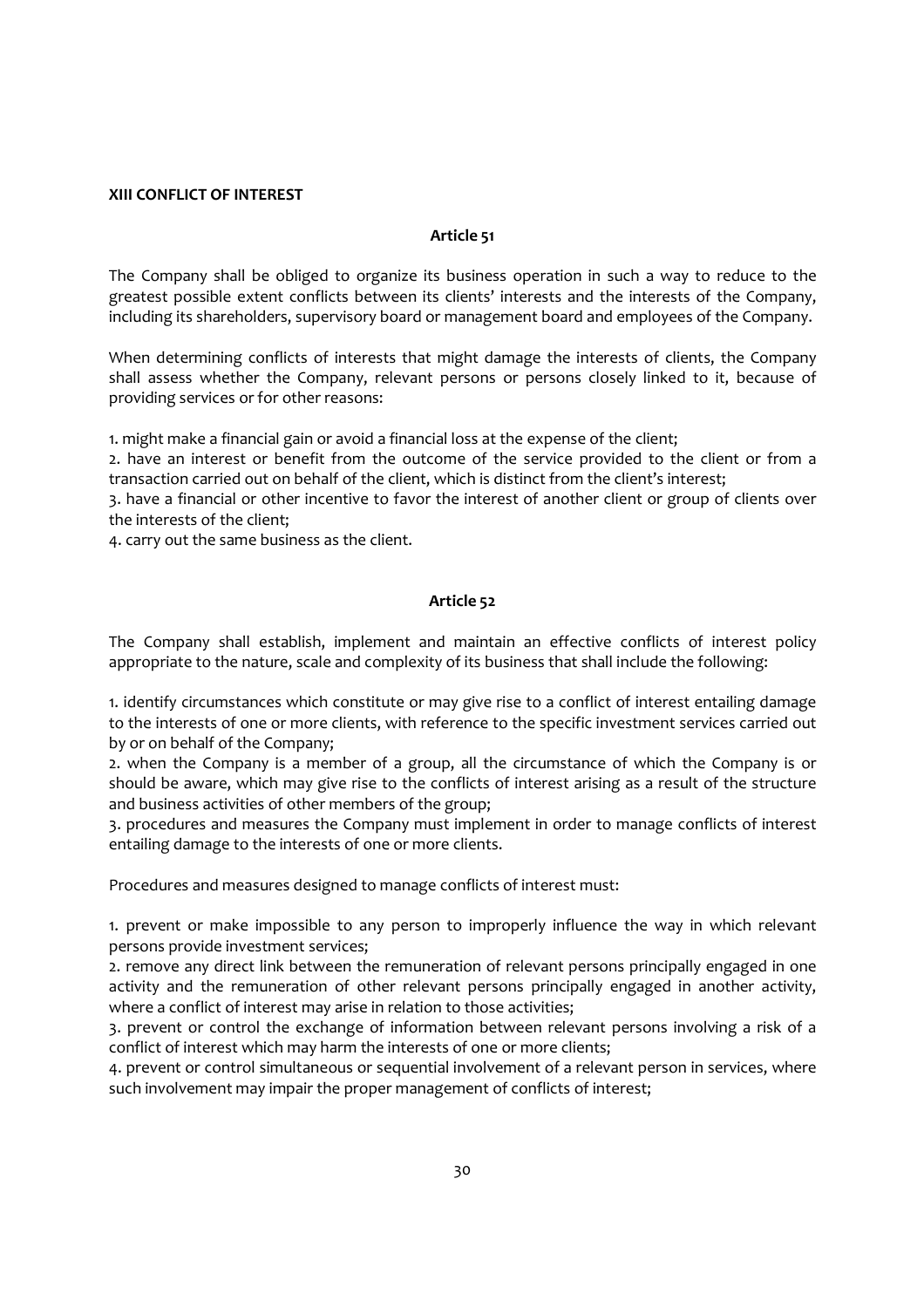**XIII CONFLICT OF INTEREST**

**Article 51**

The Company shall be obliged to organize its business operation in such a way to reduce to the greatest possible extent conflicts between its clients' interests and the interests of the Company, including its shareholders, supervisory board or management board and employees of the Company.

When determining conflicts of interests that might damage the interests of clients, the Company shall assess whether the Company, relevant persons or persons closely linked to it, because of providing services or for other reasons:

1. might make a financial gain or avoid a financial loss at the expense of the client;
2. have an interest or benefit from the outcome of the service provided to the client or from a transaction carried out on behalf of the client, which is distinct from the client's interest;
3. have a financial or other incentive to favor the interest of another client or group of clients over the interests of the client;
4. carry out the same business as the client.

**Article 52**

The Company shall establish, implement and maintain an effective conflicts of interest policy appropriate to the nature, scale and complexity of its business that shall include the following:

1. identify circumstances which constitute or may give rise to a conflict of interest entailing damage to the interests of one or more clients, with reference to the specific investment services carried out by or on behalf of the Company;
2. when the Company is a member of a group, all the circumstance of which the Company is or should be aware, which may give rise to the conflicts of interest arising as a result of the structure and business activities of other members of the group;
3. procedures and measures the Company must implement in order to manage conflicts of interest entailing damage to the interests of one or more clients.

Procedures and measures designed to manage conflicts of interest must:

1. prevent or make impossible to any person to improperly influence the way in which relevant persons provide investment services;
2. remove any direct link between the remuneration of relevant persons principally engaged in one activity and the remuneration of other relevant persons principally engaged in another activity, where a conflict of interest may arise in relation to those activities;
3. prevent or control the exchange of information between relevant persons involving a risk of a conflict of interest which may harm the interests of one or more clients;
4. prevent or control simultaneous or sequential involvement of a relevant person in services, where such involvement may impair the proper management of conflicts of interest;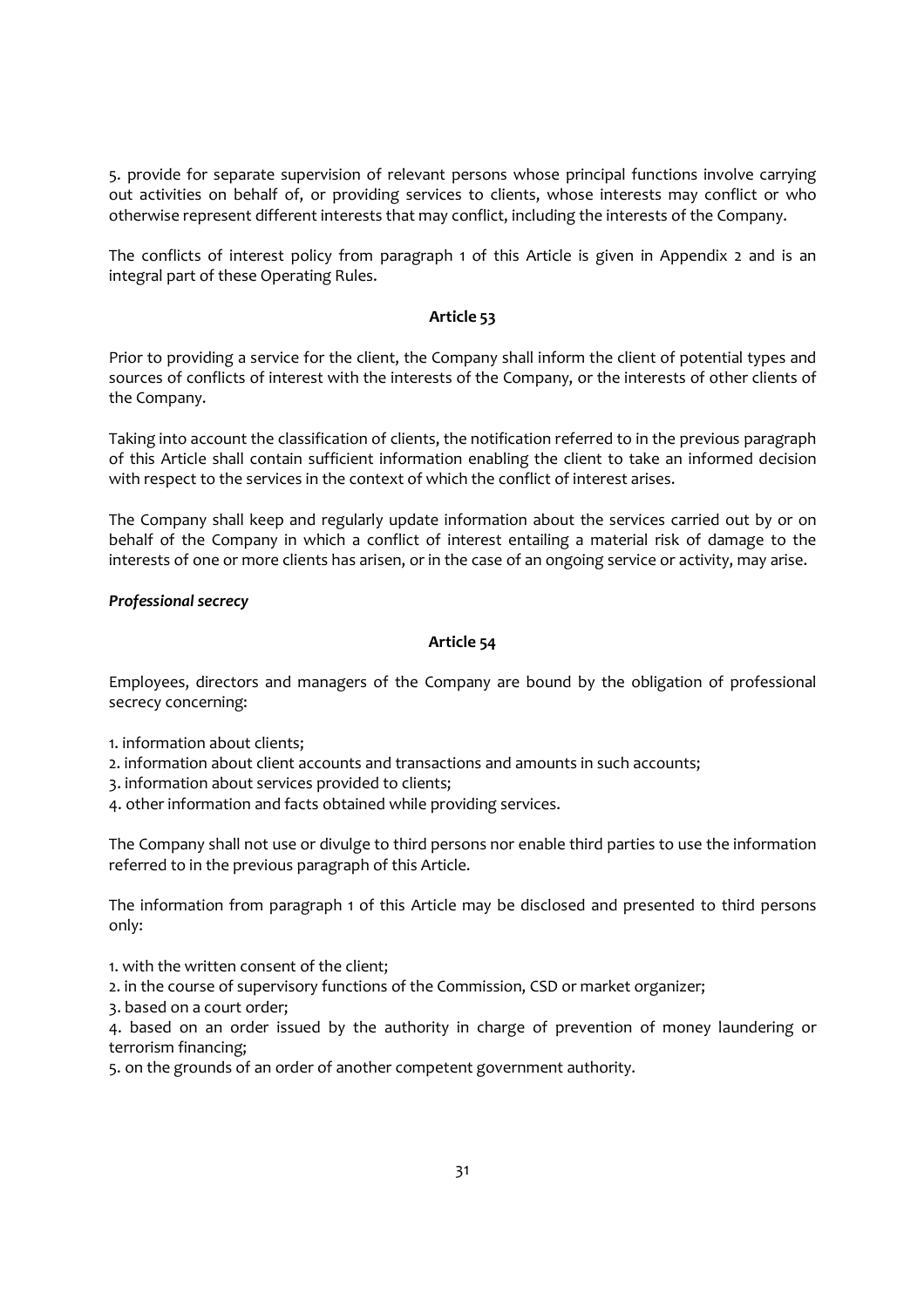5. provide for separate supervision of relevant persons whose principal functions involve carrying out activities on behalf of, or providing services to clients, whose interests may conflict or who otherwise represent different interests that may conflict, including the interests of the Company.

The conflicts of interest policy from paragraph 1 of this Article is given in Appendix 2 and is an integral part of these Operating Rules.

**Article 53**

Prior to providing a service for the client, the Company shall inform the client of potential types and sources of conflicts of interest with the interests of the Company, or the interests of other clients of the Company.

Taking into account the classification of clients, the notification referred to in the previous paragraph of this Article shall contain sufficient information enabling the client to take an informed decision with respect to the services in the context of which the conflict of interest arises.

The Company shall keep and regularly update information about the services carried out by or on behalf of the Company in which a conflict of interest entailing a material risk of damage to the interests of one or more clients has arisen, or in the case of an ongoing service or activity, may arise.

***Professional secrecy***

**Article 54**

Employees, directors and managers of the Company are bound by the obligation of professional secrecy concerning:

1. information about clients;
2. information about client accounts and transactions and amounts in such accounts;
3. information about services provided to clients;
4. other information and facts obtained while providing services.

The Company shall not use or divulge to third persons nor enable third parties to use the information referred to in the previous paragraph of this Article.

The information from paragraph 1 of this Article may be disclosed and presented to third persons only:

1. with the written consent of the client;
2. in the course of supervisory functions of the Commission, CSD or market organizer;
3. based on a court order;
4. based on an order issued by the authority in charge of prevention of money laundering or terrorism financing;
5. on the grounds of an order of another competent government authority.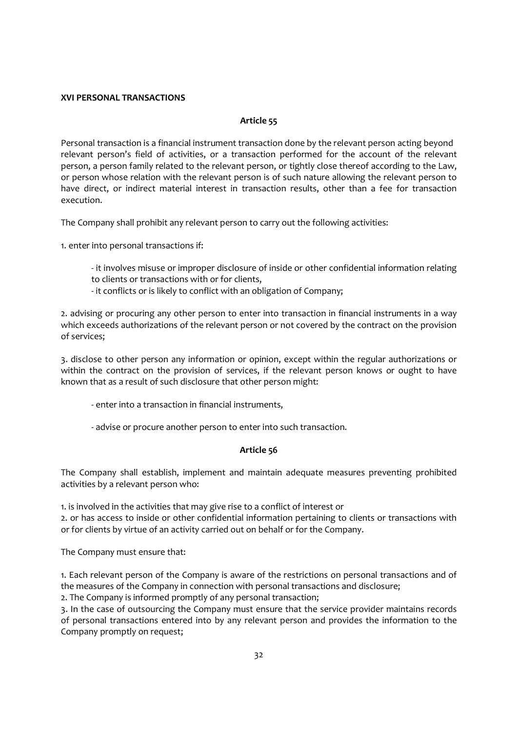**XVI PERSONAL TRANSACTIONS**

**Article 55**

Personal transaction is a financial instrument transaction done by the relevant person acting beyond relevant person's field of activities, or a transaction performed for the account of the relevant person, a person family related to the relevant person, or tightly close thereof according to the Law, or person whose relation with the relevant person is of such nature allowing the relevant person to have direct, or indirect material interest in transaction results, other than a fee for transaction execution.

The Company shall prohibit any relevant person to carry out the following activities:

1. enter into personal transactions if:

   - it involves misuse or improper disclosure of inside or other confidential information relating to clients or transactions with or for clients,
   - it conflicts or is likely to conflict with an obligation of Company;

2. advising or procuring any other person to enter into transaction in financial instruments in a way which exceeds authorizations of the relevant person or not covered by the contract on the provision of services;

3. disclose to other person any information or opinion, except within the regular authorizations or within the contract on the provision of services, if the relevant person knows or ought to have known that as a result of such disclosure that other person might:

   - enter into a transaction in financial instruments,

   - advise or procure another person to enter into such transaction.

**Article 56**

The Company shall establish, implement and maintain adequate measures preventing prohibited activities by a relevant person who:

1. is involved in the activities that may give rise to a conflict of interest or
2. or has access to inside or other confidential information pertaining to clients or transactions with or for clients by virtue of an activity carried out on behalf or for the Company.

The Company must ensure that:

1. Each relevant person of the Company is aware of the restrictions on personal transactions and of the measures of the Company in connection with personal transactions and disclosure;
2. The Company is informed promptly of any personal transaction;
3. In the case of outsourcing the Company must ensure that the service provider maintains records of personal transactions entered into by any relevant person and provides the information to the Company promptly on request;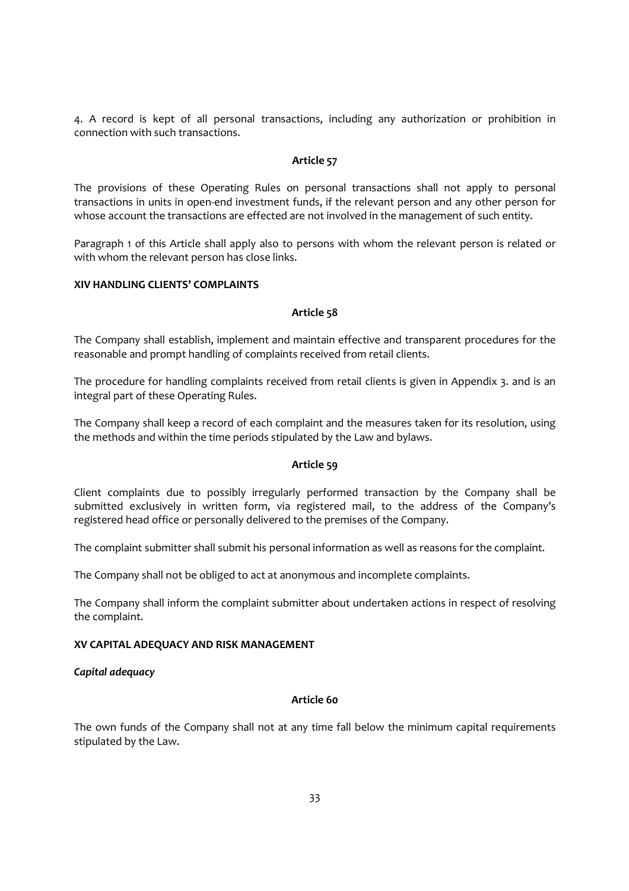4. A record is kept of all personal transactions, including any authorization or prohibition in connection with such transactions.

**Article 57**

The provisions of these Operating Rules on personal transactions shall not apply to personal transactions in units in open-end investment funds, if the relevant person and any other person for whose account the transactions are effected are not involved in the management of such entity.

Paragraph 1 of this Article shall apply also to persons with whom the relevant person is related or with whom the relevant person has close links.

## XIV HANDLING CLIENTS' COMPLAINTS

**Article 58**

The Company shall establish, implement and maintain effective and transparent procedures for the reasonable and prompt handling of complaints received from retail clients.

The procedure for handling complaints received from retail clients is given in Appendix 3. and is an integral part of these Operating Rules.

The Company shall keep a record of each complaint and the measures taken for its resolution, using the methods and within the time periods stipulated by the Law and bylaws.

**Article 59**

Client complaints due to possibly irregularly performed transaction by the Company shall be submitted exclusively in written form, via registered mail, to the address of the Company's registered head office or personally delivered to the premises of the Company.

The complaint submitter shall submit his personal information as well as reasons for the complaint.

The Company shall not be obliged to act at anonymous and incomplete complaints.

The Company shall inform the complaint submitter about undertaken actions in respect of resolving the complaint.

## XV CAPITAL ADEQUACY AND RISK MANAGEMENT

***Capital adequacy***

**Article 60**

The own funds of the Company shall not at any time fall below the minimum capital requirements stipulated by the Law.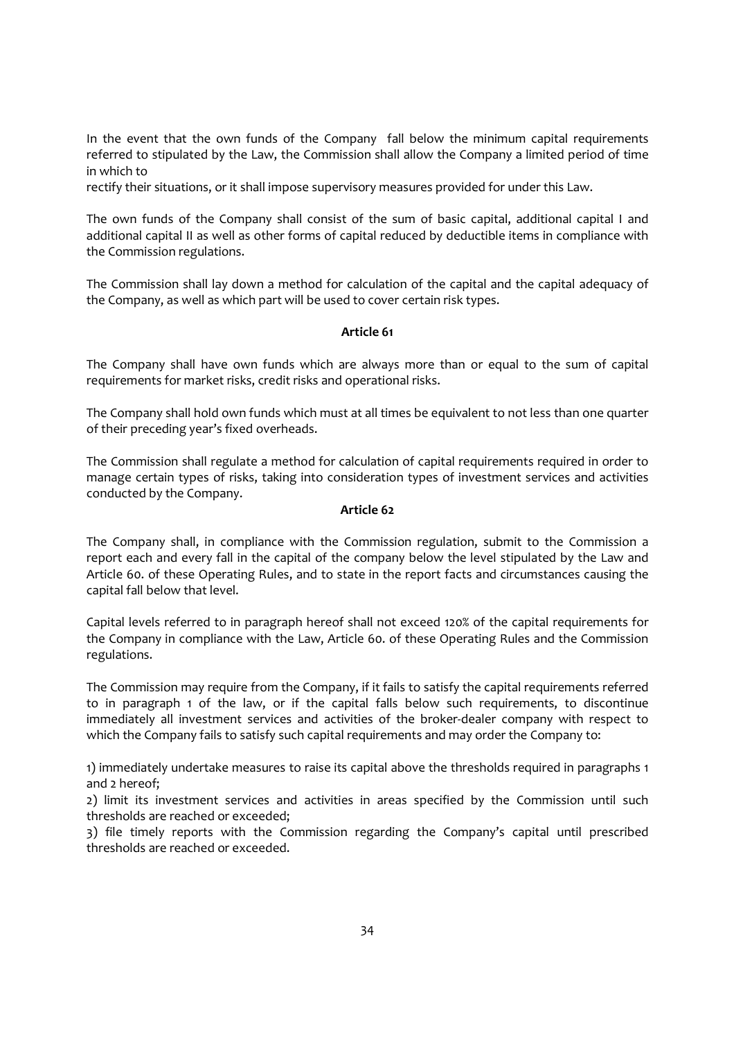In the event that the own funds of the Company fall below the minimum capital requirements referred to stipulated by the Law, the Commission shall allow the Company a limited period of time in which to
rectify their situations, or it shall impose supervisory measures provided for under this Law.

The own funds of the Company shall consist of the sum of basic capital, additional capital I and additional capital II as well as other forms of capital reduced by deductible items in compliance with the Commission regulations.

The Commission shall lay down a method for calculation of the capital and the capital adequacy of the Company, as well as which part will be used to cover certain risk types.

**Article 61**

The Company shall have own funds which are always more than or equal to the sum of capital requirements for market risks, credit risks and operational risks.

The Company shall hold own funds which must at all times be equivalent to not less than one quarter of their preceding year's fixed overheads.

The Commission shall regulate a method for calculation of capital requirements required in order to manage certain types of risks, taking into consideration types of investment services and activities conducted by the Company.

**Article 62**

The Company shall, in compliance with the Commission regulation, submit to the Commission a report each and every fall in the capital of the company below the level stipulated by the Law and Article 60. of these Operating Rules, and to state in the report facts and circumstances causing the capital fall below that level.

Capital levels referred to in paragraph hereof shall not exceed 120% of the capital requirements for the Company in compliance with the Law, Article 60. of these Operating Rules and the Commission regulations.

The Commission may require from the Company, if it fails to satisfy the capital requirements referred to in paragraph 1 of the law, or if the capital falls below such requirements, to discontinue immediately all investment services and activities of the broker-dealer company with respect to which the Company fails to satisfy such capital requirements and may order the Company to:

1) immediately undertake measures to raise its capital above the thresholds required in paragraphs 1 and 2 hereof;
2) limit its investment services and activities in areas specified by the Commission until such thresholds are reached or exceeded;
3) file timely reports with the Commission regarding the Company's capital until prescribed thresholds are reached or exceeded.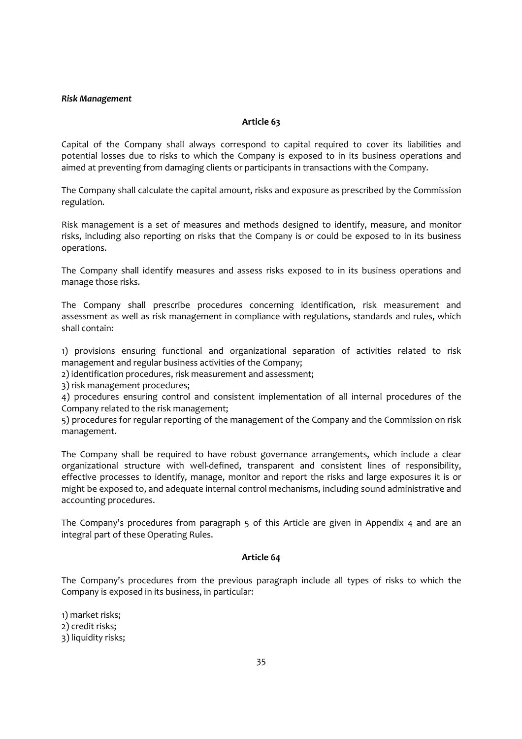*Risk Management*

**Article 63**

Capital of the Company shall always correspond to capital required to cover its liabilities and potential losses due to risks to which the Company is exposed to in its business operations and aimed at preventing from damaging clients or participants in transactions with the Company.

The Company shall calculate the capital amount, risks and exposure as prescribed by the Commission regulation.

Risk management is a set of measures and methods designed to identify, measure, and monitor risks, including also reporting on risks that the Company is or could be exposed to in its business operations.

The Company shall identify measures and assess risks exposed to in its business operations and manage those risks.

The Company shall prescribe procedures concerning identification, risk measurement and assessment as well as risk management in compliance with regulations, standards and rules, which shall contain:

1) provisions ensuring functional and organizational separation of activities related to risk management and regular business activities of the Company;
2) identification procedures, risk measurement and assessment;
3) risk management procedures;
4) procedures ensuring control and consistent implementation of all internal procedures of the Company related to the risk management;
5) procedures for regular reporting of the management of the Company and the Commission on risk management.

The Company shall be required to have robust governance arrangements, which include a clear organizational structure with well-defined, transparent and consistent lines of responsibility, effective processes to identify, manage, monitor and report the risks and large exposures it is or might be exposed to, and adequate internal control mechanisms, including sound administrative and accounting procedures.

The Company's procedures from paragraph 5 of this Article are given in Appendix 4 and are an integral part of these Operating Rules.

**Article 64**

The Company's procedures from the previous paragraph include all types of risks to which the Company is exposed in its business, in particular:

1) market risks;
2) credit risks;
3) liquidity risks;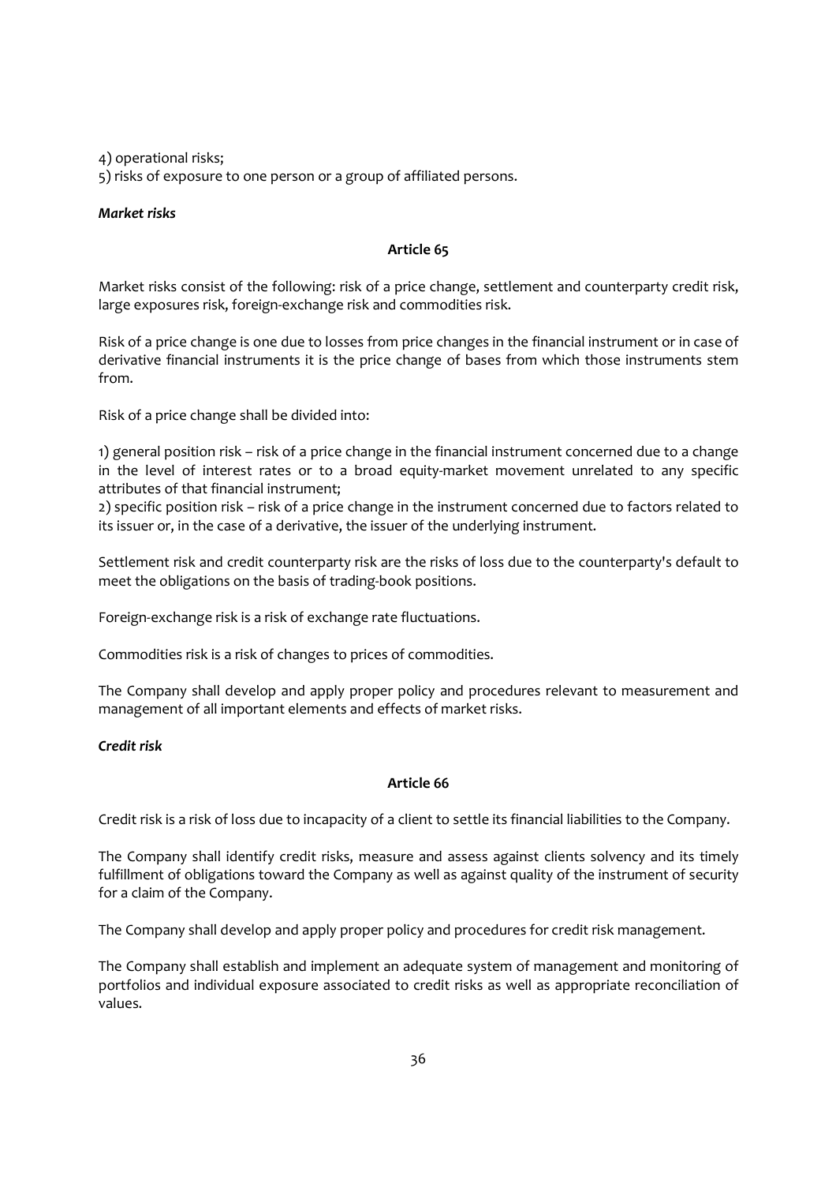4) operational risks;
5) risks of exposure to one person or a group of affiliated persons.

***Market risks***

**Article 65**

Market risks consist of the following: risk of a price change, settlement and counterparty credit risk, large exposures risk, foreign-exchange risk and commodities risk.

Risk of a price change is one due to losses from price changes in the financial instrument or in case of derivative financial instruments it is the price change of bases from which those instruments stem from.

Risk of a price change shall be divided into:

1) general position risk – risk of a price change in the financial instrument concerned due to a change in the level of interest rates or to a broad equity-market movement unrelated to any specific attributes of that financial instrument;
2) specific position risk – risk of a price change in the instrument concerned due to factors related to its issuer or, in the case of a derivative, the issuer of the underlying instrument.

Settlement risk and credit counterparty risk are the risks of loss due to the counterparty's default to meet the obligations on the basis of trading-book positions.

Foreign-exchange risk is a risk of exchange rate fluctuations.

Commodities risk is a risk of changes to prices of commodities.

The Company shall develop and apply proper policy and procedures relevant to measurement and management of all important elements and effects of market risks.

***Credit risk***

**Article 66**

Credit risk is a risk of loss due to incapacity of a client to settle its financial liabilities to the Company.

The Company shall identify credit risks, measure and assess against clients solvency and its timely fulfillment of obligations toward the Company as well as against quality of the instrument of security for a claim of the Company.

The Company shall develop and apply proper policy and procedures for credit risk management.

The Company shall establish and implement an adequate system of management and monitoring of portfolios and individual exposure associated to credit risks as well as appropriate reconciliation of values.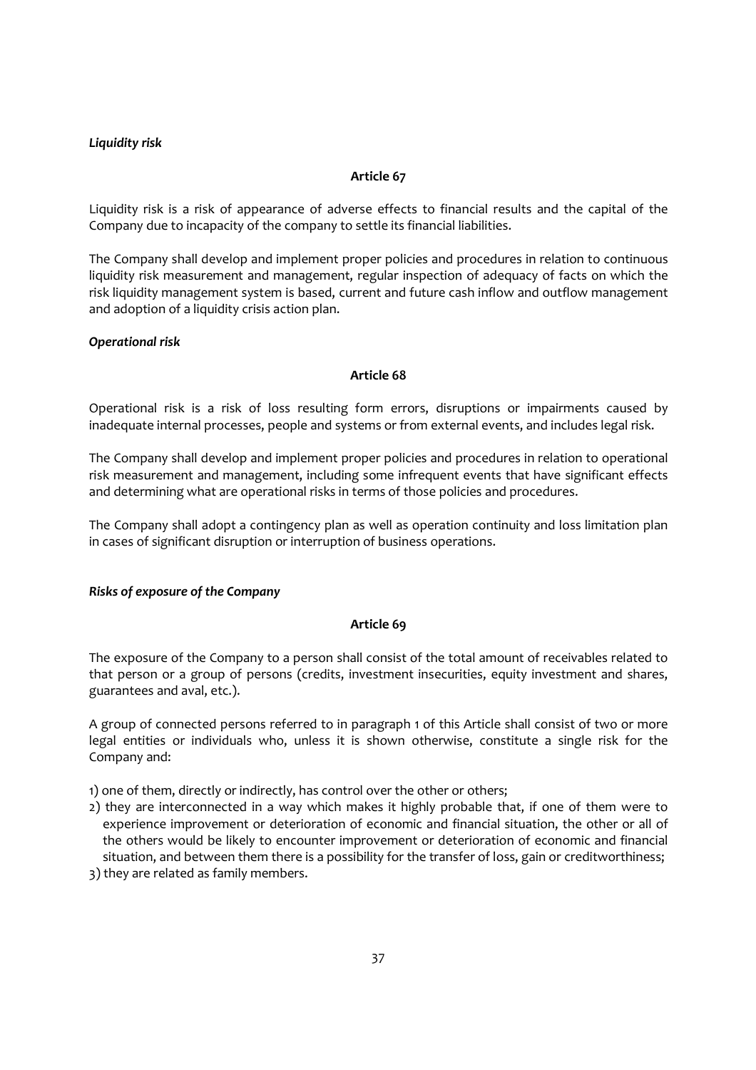***Liquidity risk***

**Article 67**

Liquidity risk is a risk of appearance of adverse effects to financial results and the capital of the Company due to incapacity of the company to settle its financial liabilities.

The Company shall develop and implement proper policies and procedures in relation to continuous liquidity risk measurement and management, regular inspection of adequacy of facts on which the risk liquidity management system is based, current and future cash inflow and outflow management and adoption of a liquidity crisis action plan.

***Operational risk***

**Article 68**

Operational risk is a risk of loss resulting form errors, disruptions or impairments caused by inadequate internal processes, people and systems or from external events, and includes legal risk.

The Company shall develop and implement proper policies and procedures in relation to operational risk measurement and management, including some infrequent events that have significant effects and determining what are operational risks in terms of those policies and procedures.

The Company shall adopt a contingency plan as well as operation continuity and loss limitation plan in cases of significant disruption or interruption of business operations.

***Risks of exposure of the Company***

**Article 69**

The exposure of the Company to a person shall consist of the total amount of receivables related to that person or a group of persons (credits, investment insecurities, equity investment and shares, guarantees and aval, etc.).

A group of connected persons referred to in paragraph 1 of this Article shall consist of two or more legal entities or individuals who, unless it is shown otherwise, constitute a single risk for the Company and:

1) one of them, directly or indirectly, has control over the other or others;
2) they are interconnected in a way which makes it highly probable that, if one of them were to experience improvement or deterioration of economic and financial situation, the other or all of the others would be likely to encounter improvement or deterioration of economic and financial situation, and between them there is a possibility for the transfer of loss, gain or creditworthiness;
3) they are related as family members.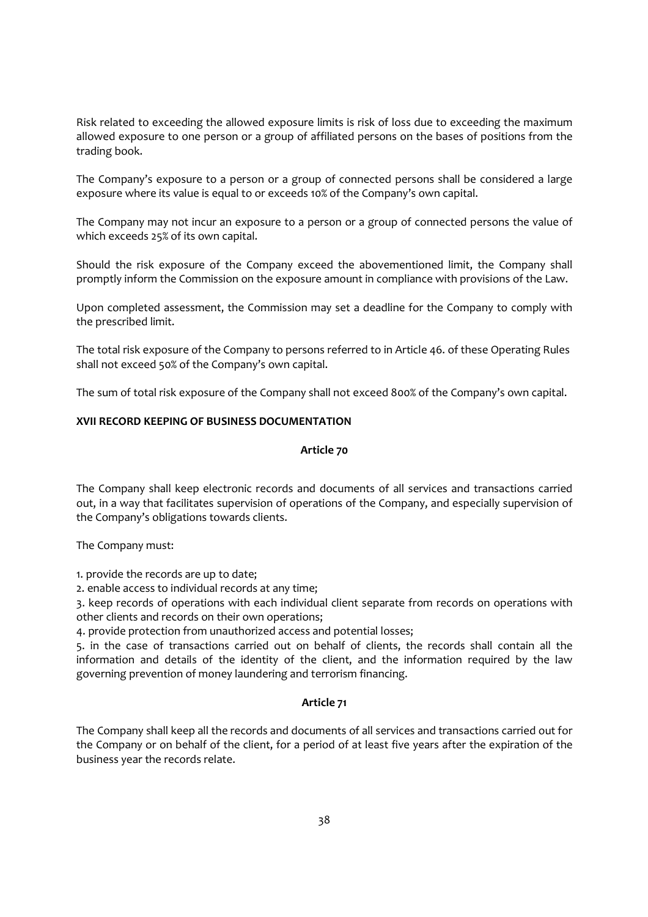Risk related to exceeding the allowed exposure limits is risk of loss due to exceeding the maximum allowed exposure to one person or a group of affiliated persons on the bases of positions from the trading book.

The Company's exposure to a person or a group of connected persons shall be considered a large exposure where its value is equal to or exceeds 10% of the Company's own capital.

The Company may not incur an exposure to a person or a group of connected persons the value of which exceeds 25% of its own capital.

Should the risk exposure of the Company exceed the abovementioned limit, the Company shall promptly inform the Commission on the exposure amount in compliance with provisions of the Law.

Upon completed assessment, the Commission may set a deadline for the Company to comply with the prescribed limit.

The total risk exposure of the Company to persons referred to in Article 46. of these Operating Rules shall not exceed 50% of the Company's own capital.

The sum of total risk exposure of the Company shall not exceed 800% of the Company's own capital.

## XVII RECORD KEEPING OF BUSINESS DOCUMENTATION

### Article 70

The Company shall keep electronic records and documents of all services and transactions carried out, in a way that facilitates supervision of operations of the Company, and especially supervision of the Company's obligations towards clients.

The Company must:

1. provide the records are up to date;
2. enable access to individual records at any time;
3. keep records of operations with each individual client separate from records on operations with other clients and records on their own operations;
4. provide protection from unauthorized access and potential losses;
5. in the case of transactions carried out on behalf of clients, the records shall contain all the information and details of the identity of the client, and the information required by the law governing prevention of money laundering and terrorism financing.

### Article 71

The Company shall keep all the records and documents of all services and transactions carried out for the Company or on behalf of the client, for a period of at least five years after the expiration of the business year the records relate.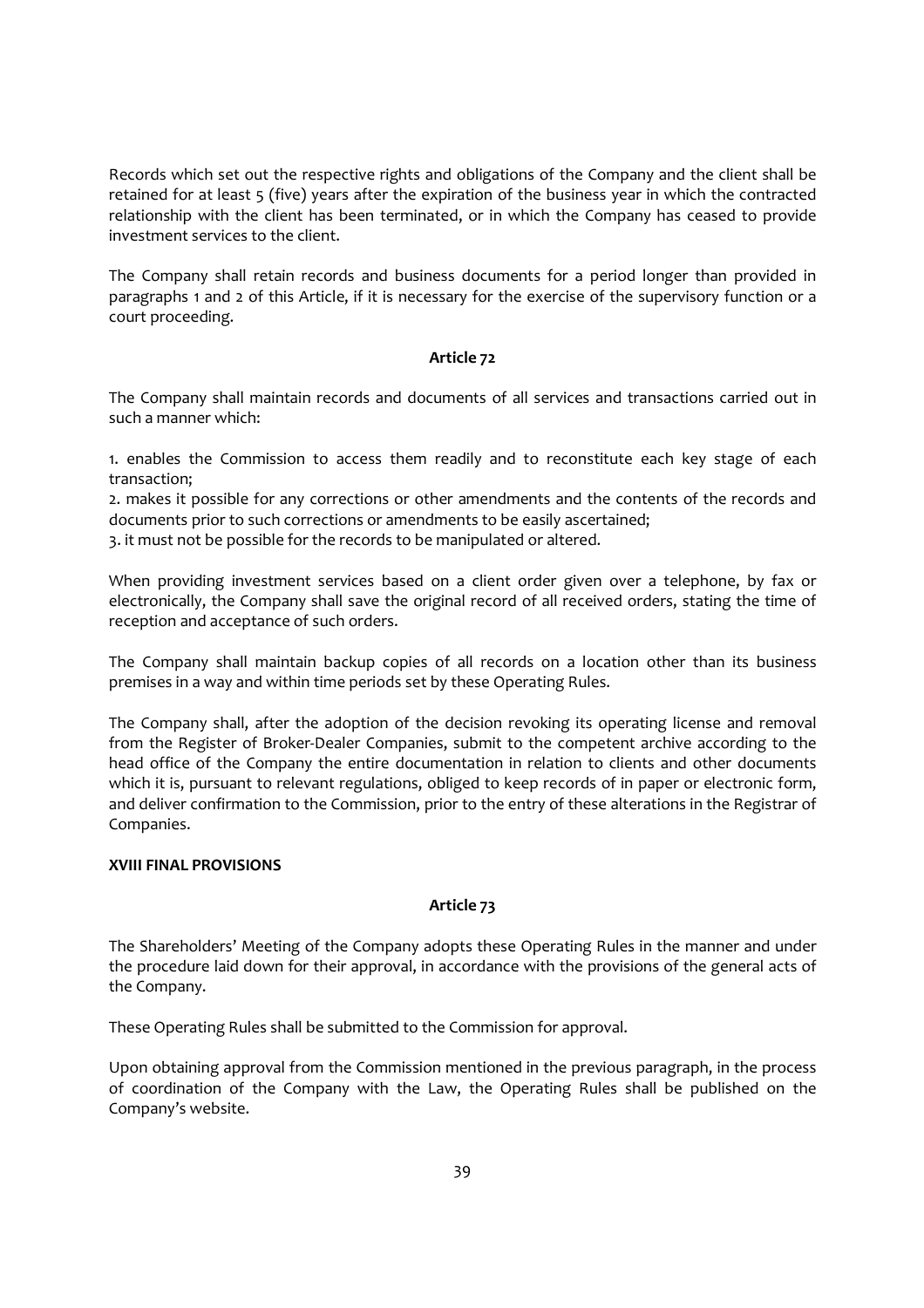Records which set out the respective rights and obligations of the Company and the client shall be retained for at least 5 (five) years after the expiration of the business year in which the contracted relationship with the client has been terminated, or in which the Company has ceased to provide investment services to the client.

The Company shall retain records and business documents for a period longer than provided in paragraphs 1 and 2 of this Article, if it is necessary for the exercise of the supervisory function or a court proceeding.

**Article 72**

The Company shall maintain records and documents of all services and transactions carried out in such a manner which:

1. enables the Commission to access them readily and to reconstitute each key stage of each transaction;
2. makes it possible for any corrections or other amendments and the contents of the records and documents prior to such corrections or amendments to be easily ascertained;
3. it must not be possible for the records to be manipulated or altered.

When providing investment services based on a client order given over a telephone, by fax or electronically, the Company shall save the original record of all received orders, stating the time of reception and acceptance of such orders.

The Company shall maintain backup copies of all records on a location other than its business premises in a way and within time periods set by these Operating Rules.

The Company shall, after the adoption of the decision revoking its operating license and removal from the Register of Broker-Dealer Companies, submit to the competent archive according to the head office of the Company the entire documentation in relation to clients and other documents which it is, pursuant to relevant regulations, obliged to keep records of in paper or electronic form, and deliver confirmation to the Commission, prior to the entry of these alterations in the Registrar of Companies.

## XVIII FINAL PROVISIONS

**Article 73**

The Shareholders' Meeting of the Company adopts these Operating Rules in the manner and under the procedure laid down for their approval, in accordance with the provisions of the general acts of the Company.

These Operating Rules shall be submitted to the Commission for approval.

Upon obtaining approval from the Commission mentioned in the previous paragraph, in the process of coordination of the Company with the Law, the Operating Rules shall be published on the Company's website.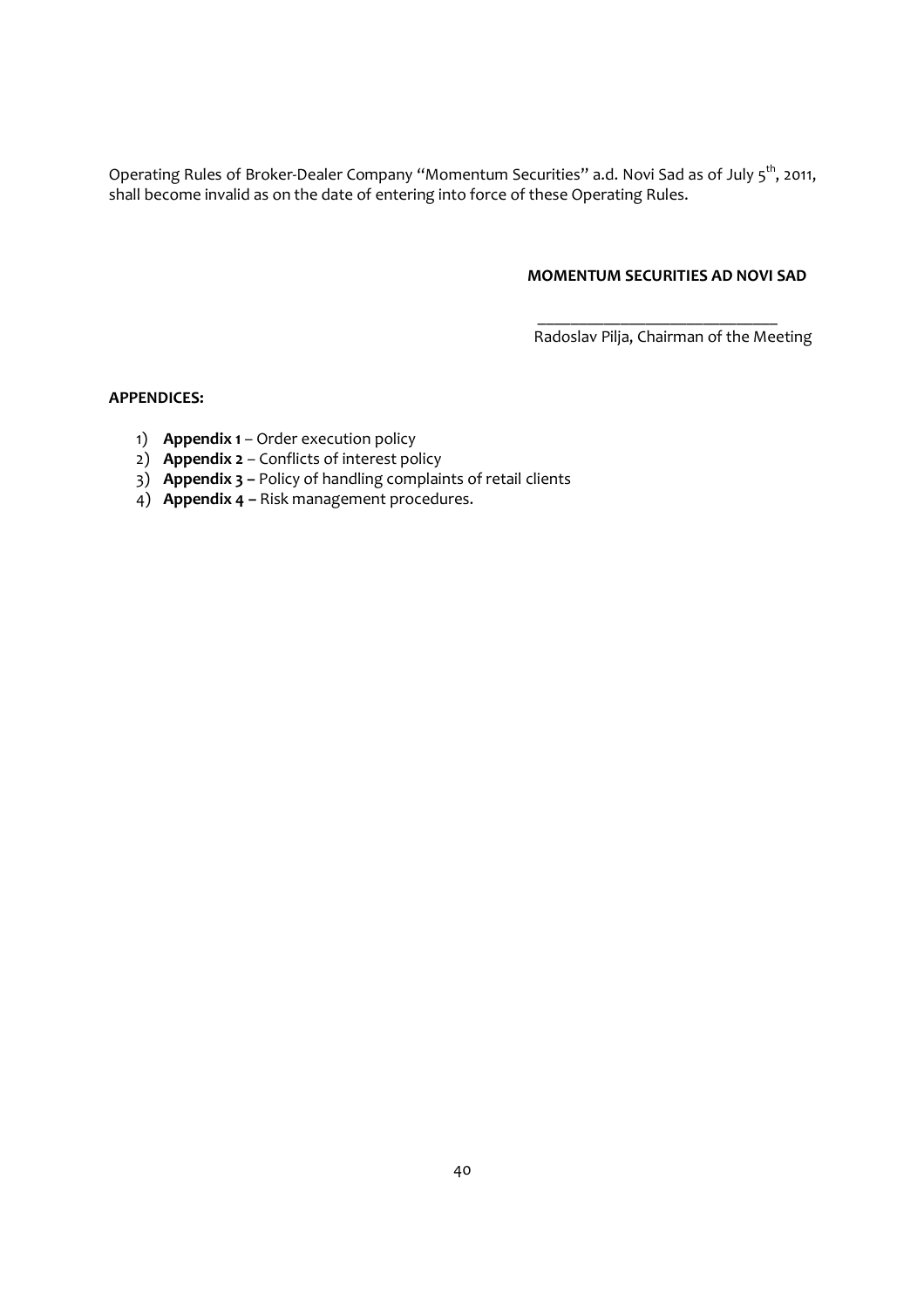Operating Rules of Broker-Dealer Company "Momentum Securities" a.d. Novi Sad as of July 5th, 2011, shall become invalid as on the date of entering into force of these Operating Rules.

**MOMENTUM SECURITIES AD NOVI SAD**

\_\_\_\_\_\_\_\_\_\_\_\_\_\_\_\_\_\_\_\_\_\_\_\_\_\_\_\_\_\_

Radoslav Pilja, Chairman of the Meeting

**APPENDICES:**

1) **Appendix 1** – Order execution policy
2) **Appendix 2** – Conflicts of interest policy
3) **Appendix 3 –** Policy of handling complaints of retail clients
4) **Appendix 4 –** Risk management procedures.